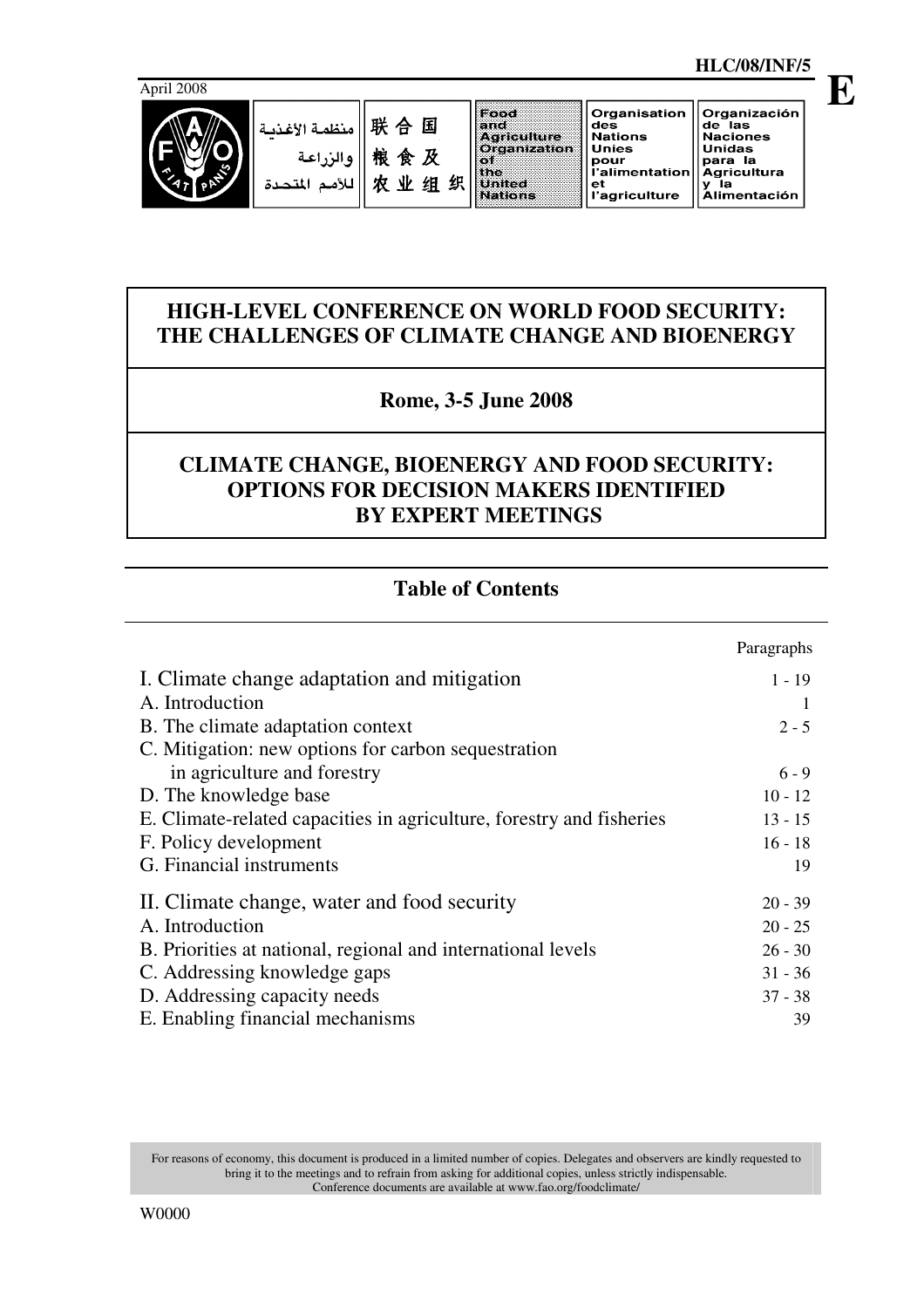HLC/08/INF/5

**E**

April 2008

منظمة الأغذية والزراعة للأمم المتحدة | 联合国粮食及农业组织 | Food and Agriculture Organization of the United Nations | Organisation des Nations Unies pour l'alimentation et l'agriculture | Organización de las Naciones Unidas para la Agricultura y la Alimentación

# HIGH-LEVEL CONFERENCE ON WORLD FOOD SECURITY: THE CHALLENGES OF CLIMATE CHANGE AND BIOENERGY

## Rome, 3-5 June 2008

# CLIMATE CHANGE, BIOENERGY AND FOOD SECURITY: OPTIONS FOR DECISION MAKERS IDENTIFIED BY EXPERT MEETINGS

## Table of Contents

| | Paragraphs |
|---|---|
| I. Climate change adaptation and mitigation | 1 - 19 |
| A. Introduction | 1 |
| B. The climate adaptation context | 2 - 5 |
| C. Mitigation: new options for carbon sequestration in agriculture and forestry | 6 - 9 |
| D. The knowledge base | 10 - 12 |
| E. Climate-related capacities in agriculture, forestry and fisheries | 13 - 15 |
| F. Policy development | 16 - 18 |
| G. Financial instruments | 19 |
| II. Climate change, water and food security | 20 - 39 |
| A. Introduction | 20 - 25 |
| B. Priorities at national, regional and international levels | 26 - 30 |
| C. Addressing knowledge gaps | 31 - 36 |
| D. Addressing capacity needs | 37 - 38 |
| E. Enabling financial mechanisms | 39 |

For reasons of economy, this document is produced in a limited number of copies. Delegates and observers are kindly requested to bring it to the meetings and to refrain from asking for additional copies, unless strictly indispensable.
Conference documents are available at www.fao.org/foodclimate/

W0000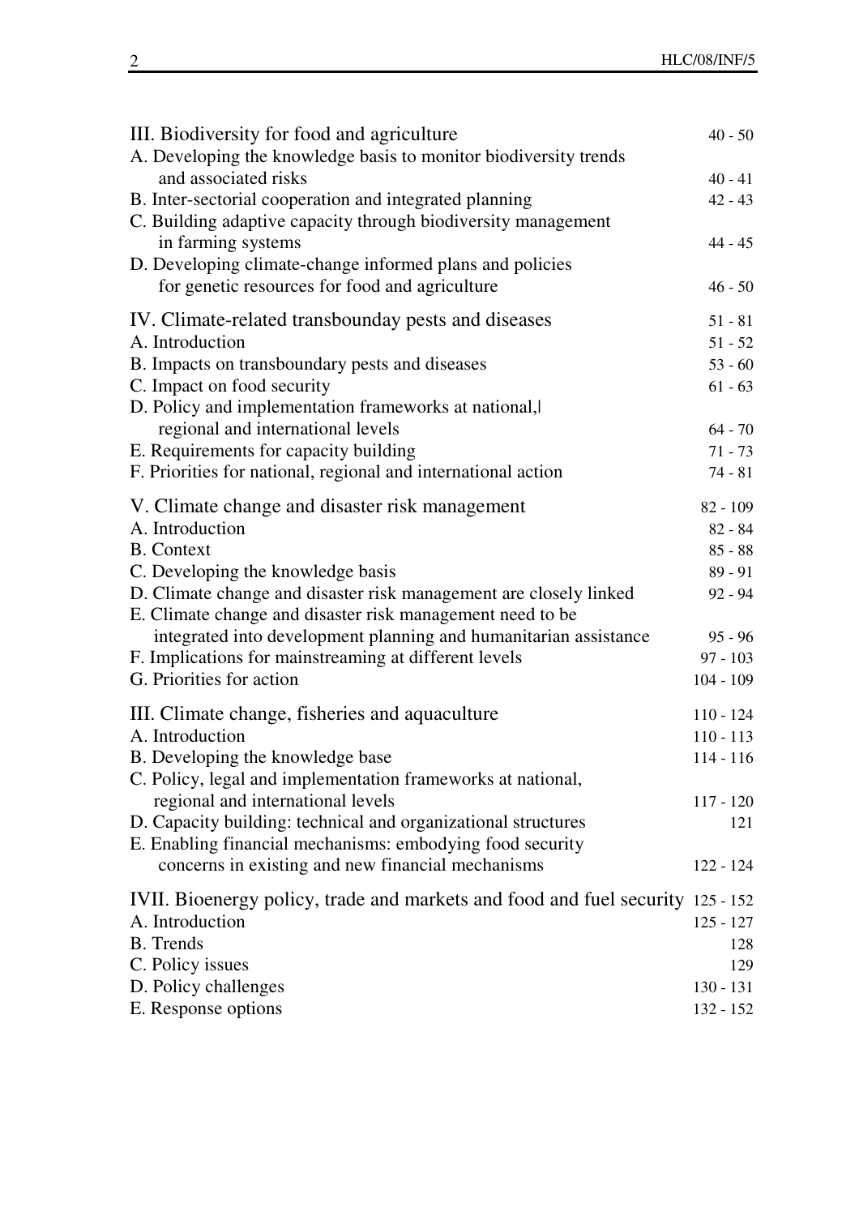| | |
|---|---|
| III. Biodiversity for food and agriculture | 40 - 50 |
| A. Developing the knowledge basis to monitor biodiversity trends and associated risks | 40 - 41 |
| B. Inter-sectorial cooperation and integrated planning | 42 - 43 |
| C. Building adaptive capacity through biodiversity management in farming systems | 44 - 45 |
| D. Developing climate-change informed plans and policies for genetic resources for food and agriculture | 46 - 50 |
| IV. Climate-related transbounday pests and diseases | 51 - 81 |
| A. Introduction | 51 - 52 |
| B. Impacts on transboundary pests and diseases | 53 - 60 |
| C. Impact on food security | 61 - 63 |
| D. Policy and implementation frameworks at national,| regional and international levels | 64 - 70 |
| E. Requirements for capacity building | 71 - 73 |
| F. Priorities for national, regional and international action | 74 - 81 |
| V. Climate change and disaster risk management | 82 - 109 |
| A. Introduction | 82 - 84 |
| B. Context | 85 - 88 |
| C. Developing the knowledge basis | 89 - 91 |
| D. Climate change and disaster risk management are closely linked | 92 - 94 |
| E. Climate change and disaster risk management need to be integrated into development planning and humanitarian assistance | 95 - 96 |
| F. Implications for mainstreaming at different levels | 97 - 103 |
| G. Priorities for action | 104 - 109 |
| III. Climate change, fisheries and aquaculture | 110 - 124 |
| A. Introduction | 110 - 113 |
| B. Developing the knowledge base | 114 - 116 |
| C. Policy, legal and implementation frameworks at national, regional and international levels | 117 - 120 |
| D. Capacity building: technical and organizational structures | 121 |
| E. Enabling financial mechanisms: embodying food security concerns in existing and new financial mechanisms | 122 - 124 |
| IVII. Bioenergy policy, trade and markets and food and fuel security | 125 - 152 |
| A. Introduction | 125 - 127 |
| B. Trends | 128 |
| C. Policy issues | 129 |
| D. Policy challenges | 130 - 131 |
| E. Response options | 132 - 152 |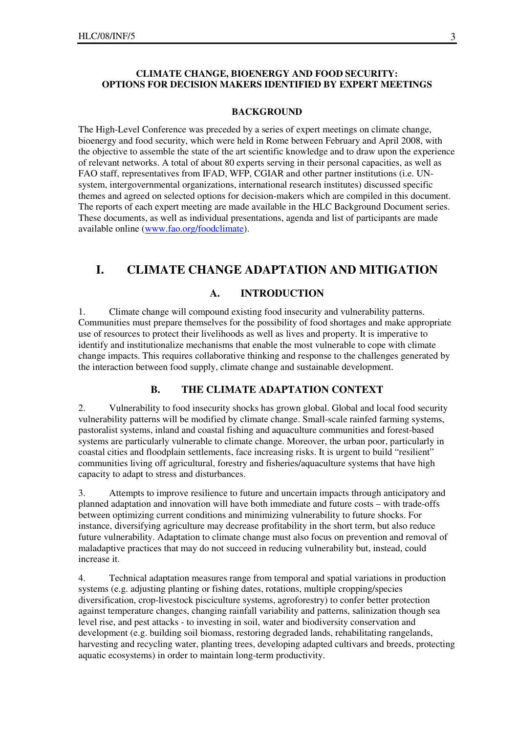**CLIMATE CHANGE, BIOENERGY AND FOOD SECURITY: OPTIONS FOR DECISION MAKERS IDENTIFIED BY EXPERT MEETINGS**

**BACKGROUND**

The High-Level Conference was preceded by a series of expert meetings on climate change, bioenergy and food security, which were held in Rome between February and April 2008, with the objective to assemble the state of the art scientific knowledge and to draw upon the experience of relevant networks. A total of about 80 experts serving in their personal capacities, as well as FAO staff, representatives from IFAD, WFP, CGIAR and other partner institutions (i.e. UN-system, intergovernmental organizations, international research institutes) discussed specific themes and agreed on selected options for decision-makers which are compiled in this document. The reports of each expert meeting are made available in the HLC Background Document series. These documents, as well as individual presentations, agenda and list of participants are made available online (www.fao.org/foodclimate).

# I. CLIMATE CHANGE ADAPTATION AND MITIGATION

## A. INTRODUCTION

1. Climate change will compound existing food insecurity and vulnerability patterns. Communities must prepare themselves for the possibility of food shortages and make appropriate use of resources to protect their livelihoods as well as lives and property. It is imperative to identify and institutionalize mechanisms that enable the most vulnerable to cope with climate change impacts. This requires collaborative thinking and response to the challenges generated by the interaction between food supply, climate change and sustainable development.

## B. THE CLIMATE ADAPTATION CONTEXT

2. Vulnerability to food insecurity shocks has grown global. Global and local food security vulnerability patterns will be modified by climate change. Small-scale rainfed farming systems, pastoralist systems, inland and coastal fishing and aquaculture communities and forest-based systems are particularly vulnerable to climate change. Moreover, the urban poor, particularly in coastal cities and floodplain settlements, face increasing risks. It is urgent to build "resilient" communities living off agricultural, forestry and fisheries/aquaculture systems that have high capacity to adapt to stress and disturbances.

3. Attempts to improve resilience to future and uncertain impacts through anticipatory and planned adaptation and innovation will have both immediate and future costs – with trade-offs between optimizing current conditions and minimizing vulnerability to future shocks. For instance, diversifying agriculture may decrease profitability in the short term, but also reduce future vulnerability. Adaptation to climate change must also focus on prevention and removal of maladaptive practices that may do not succeed in reducing vulnerability but, instead, could increase it.

4. Technical adaptation measures range from temporal and spatial variations in production systems (e.g. adjusting planting or fishing dates, rotations, multiple cropping/species diversification, crop-livestock pisciculture systems, agroforestry) to confer better protection against temperature changes, changing rainfall variability and patterns, salinization though sea level rise, and pest attacks - to investing in soil, water and biodiversity conservation and development (e.g. building soil biomass, restoring degraded lands, rehabilitating rangelands, harvesting and recycling water, planting trees, developing adapted cultivars and breeds, protecting aquatic ecosystems) in order to maintain long-term productivity.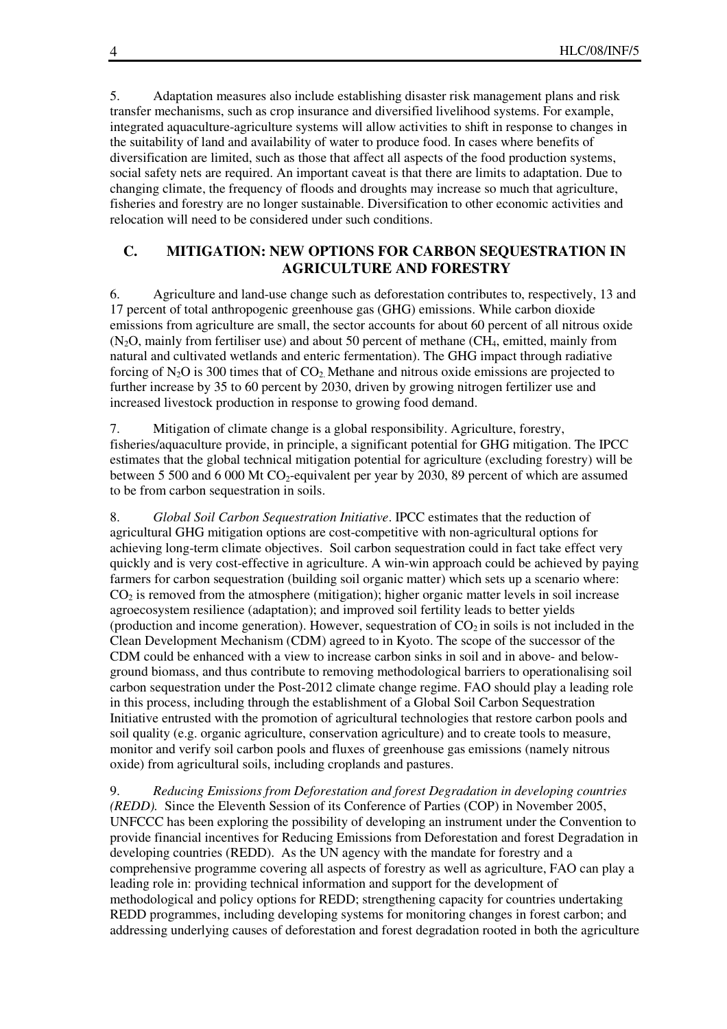5. Adaptation measures also include establishing disaster risk management plans and risk transfer mechanisms, such as crop insurance and diversified livelihood systems. For example, integrated aquaculture-agriculture systems will allow activities to shift in response to changes in the suitability of land and availability of water to produce food. In cases where benefits of diversification are limited, such as those that affect all aspects of the food production systems, social safety nets are required. An important caveat is that there are limits to adaptation. Due to changing climate, the frequency of floods and droughts may increase so much that agriculture, fisheries and forestry are no longer sustainable. Diversification to other economic activities and relocation will need to be considered under such conditions.

## C. MITIGATION: NEW OPTIONS FOR CARBON SEQUESTRATION IN AGRICULTURE AND FORESTRY

6. Agriculture and land-use change such as deforestation contributes to, respectively, 13 and 17 percent of total anthropogenic greenhouse gas (GHG) emissions. While carbon dioxide emissions from agriculture are small, the sector accounts for about 60 percent of all nitrous oxide ($N_2O$, mainly from fertiliser use) and about 50 percent of methane ($CH_4$, emitted, mainly from natural and cultivated wetlands and enteric fermentation). The GHG impact through radiative forcing of $N_2O$ is 300 times that of $CO_2$. Methane and nitrous oxide emissions are projected to further increase by 35 to 60 percent by 2030, driven by growing nitrogen fertilizer use and increased livestock production in response to growing food demand.

7. Mitigation of climate change is a global responsibility. Agriculture, forestry, fisheries/aquaculture provide, in principle, a significant potential for GHG mitigation. The IPCC estimates that the global technical mitigation potential for agriculture (excluding forestry) will be between 5 500 and 6 000 Mt $CO_2$-equivalent per year by 2030, 89 percent of which are assumed to be from carbon sequestration in soils.

8. *Global Soil Carbon Sequestration Initiative*. IPCC estimates that the reduction of agricultural GHG mitigation options are cost-competitive with non-agricultural options for achieving long-term climate objectives. Soil carbon sequestration could in fact take effect very quickly and is very cost-effective in agriculture. A win-win approach could be achieved by paying farmers for carbon sequestration (building soil organic matter) which sets up a scenario where: $CO_2$ is removed from the atmosphere (mitigation); higher organic matter levels in soil increase agroecosystem resilience (adaptation); and improved soil fertility leads to better yields (production and income generation). However, sequestration of $CO_2$ in soils is not included in the Clean Development Mechanism (CDM) agreed to in Kyoto. The scope of the successor of the CDM could be enhanced with a view to increase carbon sinks in soil and in above- and below-ground biomass, and thus contribute to removing methodological barriers to operationalising soil carbon sequestration under the Post-2012 climate change regime. FAO should play a leading role in this process, including through the establishment of a Global Soil Carbon Sequestration Initiative entrusted with the promotion of agricultural technologies that restore carbon pools and soil quality (e.g. organic agriculture, conservation agriculture) and to create tools to measure, monitor and verify soil carbon pools and fluxes of greenhouse gas emissions (namely nitrous oxide) from agricultural soils, including croplands and pastures.

9. *Reducing Emissions from Deforestation and forest Degradation in developing countries (REDD).* Since the Eleventh Session of its Conference of Parties (COP) in November 2005, UNFCCC has been exploring the possibility of developing an instrument under the Convention to provide financial incentives for Reducing Emissions from Deforestation and forest Degradation in developing countries (REDD). As the UN agency with the mandate for forestry and a comprehensive programme covering all aspects of forestry as well as agriculture, FAO can play a leading role in: providing technical information and support for the development of methodological and policy options for REDD; strengthening capacity for countries undertaking REDD programmes, including developing systems for monitoring changes in forest carbon; and addressing underlying causes of deforestation and forest degradation rooted in both the agriculture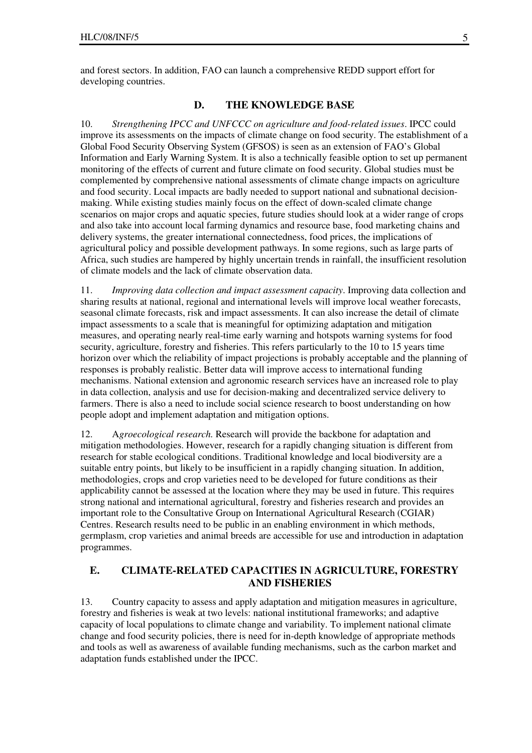and forest sectors. In addition, FAO can launch a comprehensive REDD support effort for developing countries.

## D. THE KNOWLEDGE BASE

10. *Strengthening IPCC and UNFCCC on agriculture and food-related issues*. IPCC could improve its assessments on the impacts of climate change on food security. The establishment of a Global Food Security Observing System (GFSOS) is seen as an extension of FAO's Global Information and Early Warning System. It is also a technically feasible option to set up permanent monitoring of the effects of current and future climate on food security. Global studies must be complemented by comprehensive national assessments of climate change impacts on agriculture and food security. Local impacts are badly needed to support national and subnational decision-making. While existing studies mainly focus on the effect of down-scaled climate change scenarios on major crops and aquatic species, future studies should look at a wider range of crops and also take into account local farming dynamics and resource base, food marketing chains and delivery systems, the greater international connectedness, food prices, the implications of agricultural policy and possible development pathways. In some regions, such as large parts of Africa, such studies are hampered by highly uncertain trends in rainfall, the insufficient resolution of climate models and the lack of climate observation data.

11. *Improving data collection and impact assessment capacity*. Improving data collection and sharing results at national, regional and international levels will improve local weather forecasts, seasonal climate forecasts, risk and impact assessments. It can also increase the detail of climate impact assessments to a scale that is meaningful for optimizing adaptation and mitigation measures, and operating nearly real-time early warning and hotspots warning systems for food security, agriculture, forestry and fisheries. This refers particularly to the 10 to 15 years time horizon over which the reliability of impact projections is probably acceptable and the planning of responses is probably realistic. Better data will improve access to international funding mechanisms. National extension and agronomic research services have an increased role to play in data collection, analysis and use for decision-making and decentralized service delivery to farmers. There is also a need to include social science research to boost understanding on how people adopt and implement adaptation and mitigation options.

12. A*groecological research.* Research will provide the backbone for adaptation and mitigation methodologies. However, research for a rapidly changing situation is different from research for stable ecological conditions. Traditional knowledge and local biodiversity are a suitable entry points, but likely to be insufficient in a rapidly changing situation. In addition, methodologies, crops and crop varieties need to be developed for future conditions as their applicability cannot be assessed at the location where they may be used in future. This requires strong national and international agricultural, forestry and fisheries research and provides an important role to the Consultative Group on International Agricultural Research (CGIAR) Centres. Research results need to be public in an enabling environment in which methods, germplasm, crop varieties and animal breeds are accessible for use and introduction in adaptation programmes.

## E. CLIMATE-RELATED CAPACITIES IN AGRICULTURE, FORESTRY AND FISHERIES

13. Country capacity to assess and apply adaptation and mitigation measures in agriculture, forestry and fisheries is weak at two levels: national institutional frameworks; and adaptive capacity of local populations to climate change and variability. To implement national climate change and food security policies, there is need for in-depth knowledge of appropriate methods and tools as well as awareness of available funding mechanisms, such as the carbon market and adaptation funds established under the IPCC.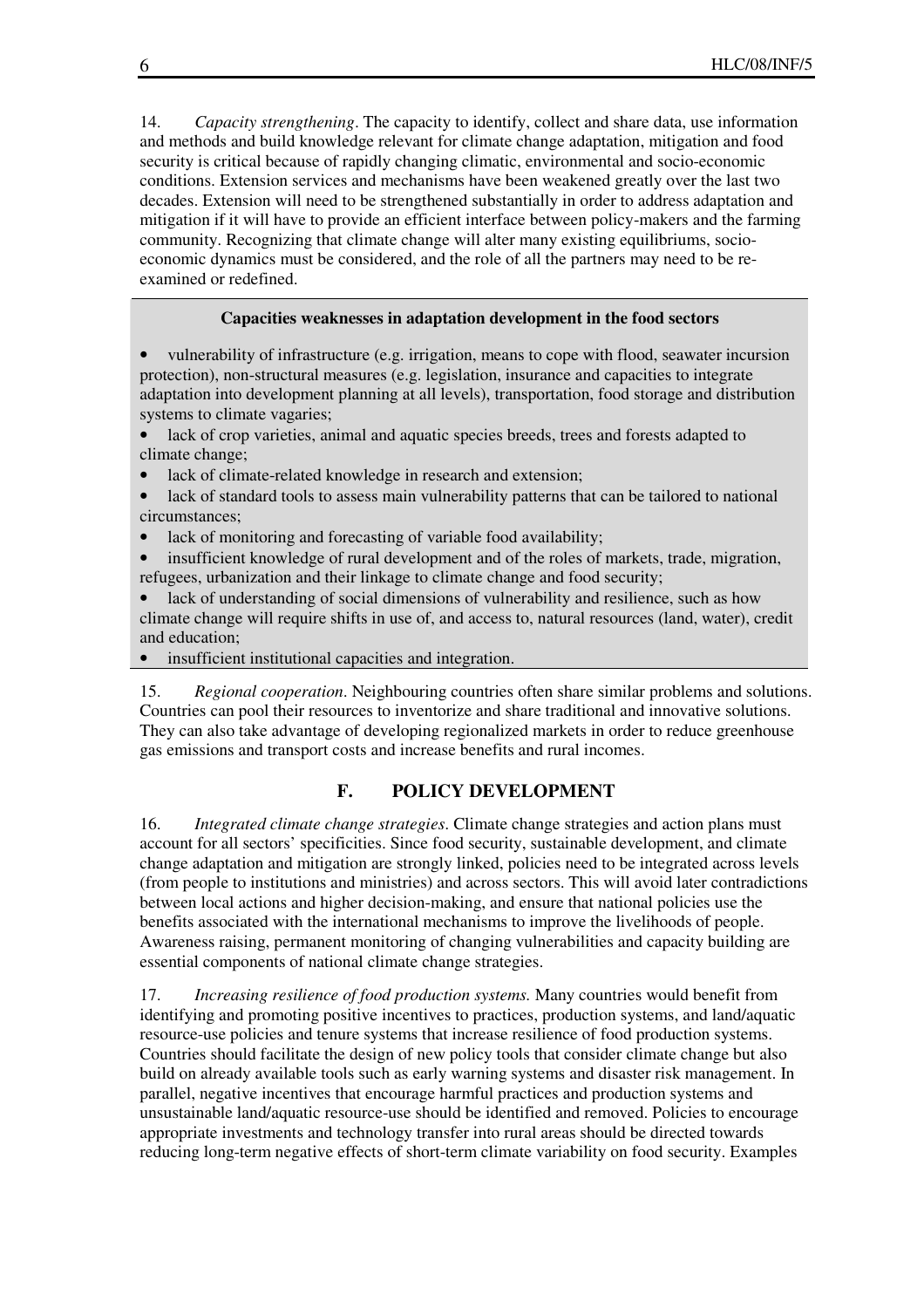14. *Capacity strengthening*. The capacity to identify, collect and share data, use information and methods and build knowledge relevant for climate change adaptation, mitigation and food security is critical because of rapidly changing climatic, environmental and socio-economic conditions. Extension services and mechanisms have been weakened greatly over the last two decades. Extension will need to be strengthened substantially in order to address adaptation and mitigation if it will have to provide an efficient interface between policy-makers and the farming community. Recognizing that climate change will alter many existing equilibriums, socio-economic dynamics must be considered, and the role of all the partners may need to be re-examined or redefined.

**Capacities weaknesses in adaptation development in the food sectors**

- vulnerability of infrastructure (e.g. irrigation, means to cope with flood, seawater incursion protection), non-structural measures (e.g. legislation, insurance and capacities to integrate adaptation into development planning at all levels), transportation, food storage and distribution systems to climate vagaries;
- lack of crop varieties, animal and aquatic species breeds, trees and forests adapted to climate change;
- lack of climate-related knowledge in research and extension;
- lack of standard tools to assess main vulnerability patterns that can be tailored to national circumstances;
- lack of monitoring and forecasting of variable food availability;
- insufficient knowledge of rural development and of the roles of markets, trade, migration, refugees, urbanization and their linkage to climate change and food security;
- lack of understanding of social dimensions of vulnerability and resilience, such as how climate change will require shifts in use of, and access to, natural resources (land, water), credit and education;
- insufficient institutional capacities and integration.

15. *Regional cooperation*. Neighbouring countries often share similar problems and solutions. Countries can pool their resources to inventorize and share traditional and innovative solutions. They can also take advantage of developing regionalized markets in order to reduce greenhouse gas emissions and transport costs and increase benefits and rural incomes.

## F. POLICY DEVELOPMENT

16. *Integrated climate change strategies*. Climate change strategies and action plans must account for all sectors' specificities. Since food security, sustainable development, and climate change adaptation and mitigation are strongly linked, policies need to be integrated across levels (from people to institutions and ministries) and across sectors. This will avoid later contradictions between local actions and higher decision-making, and ensure that national policies use the benefits associated with the international mechanisms to improve the livelihoods of people. Awareness raising, permanent monitoring of changing vulnerabilities and capacity building are essential components of national climate change strategies.

17. *Increasing resilience of food production systems.* Many countries would benefit from identifying and promoting positive incentives to practices, production systems, and land/aquatic resource-use policies and tenure systems that increase resilience of food production systems. Countries should facilitate the design of new policy tools that consider climate change but also build on already available tools such as early warning systems and disaster risk management. In parallel, negative incentives that encourage harmful practices and production systems and unsustainable land/aquatic resource-use should be identified and removed. Policies to encourage appropriate investments and technology transfer into rural areas should be directed towards reducing long-term negative effects of short-term climate variability on food security. Examples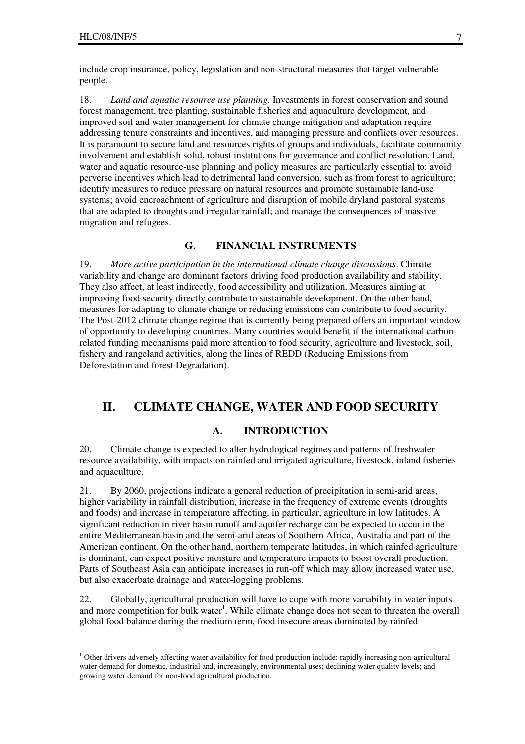include crop insurance, policy, legislation and non-structural measures that target vulnerable people.

18. *Land and aquatic resource use planning.* Investments in forest conservation and sound forest management, tree planting, sustainable fisheries and aquaculture development, and improved soil and water management for climate change mitigation and adaptation require addressing tenure constraints and incentives, and managing pressure and conflicts over resources. It is paramount to secure land and resources rights of groups and individuals, facilitate community involvement and establish solid, robust institutions for governance and conflict resolution. Land, water and aquatic resource-use planning and policy measures are particularly essential to: avoid perverse incentives which lead to detrimental land conversion, such as from forest to agriculture; identify measures to reduce pressure on natural resources and promote sustainable land-use systems; avoid encroachment of agriculture and disruption of mobile dryland pastoral systems that are adapted to droughts and irregular rainfall; and manage the consequences of massive migration and refugees.

### G. FINANCIAL INSTRUMENTS

19. *More active participation in the international climate change discussions*. Climate variability and change are dominant factors driving food production availability and stability. They also affect, at least indirectly, food accessibility and utilization. Measures aiming at improving food security directly contribute to sustainable development. On the other hand, measures for adapting to climate change or reducing emissions can contribute to food security. The Post-2012 climate change regime that is currently being prepared offers an important window of opportunity to developing countries. Many countries would benefit if the international carbon-related funding mechanisms paid more attention to food security, agriculture and livestock, soil, fishery and rangeland activities, along the lines of REDD (Reducing Emissions from Deforestation and forest Degradation).

## II. CLIMATE CHANGE, WATER AND FOOD SECURITY

### A. INTRODUCTION

20. Climate change is expected to alter hydrological regimes and patterns of freshwater resource availability, with impacts on rainfed and irrigated agriculture, livestock, inland fisheries and aquaculture.

21. By 2060, projections indicate a general reduction of precipitation in semi-arid areas, higher variability in rainfall distribution, increase in the frequency of extreme events (droughts and foods) and increase in temperature affecting, in particular, agriculture in low latitudes. A significant reduction in river basin runoff and aquifer recharge can be expected to occur in the entire Mediterranean basin and the semi-arid areas of Southern Africa, Australia and part of the American continent. On the other hand, northern temperate latitudes, in which rainfed agriculture is dominant, can expect positive moisture and temperature impacts to boost overall production. Parts of Southeast Asia can anticipate increases in run-off which may allow increased water use, but also exacerbate drainage and water-logging problems.

22. Globally, agricultural production will have to cope with more variability in water inputs and more competition for bulk water[1]. While climate change does not seem to threaten the overall global food balance during the medium term, food insecure areas dominated by rainfed

[1] Other drivers adversely affecting water availability for food production include: rapidly increasing non-agricultural water demand for domestic, industrial and, increasingly, environmental uses; declining water quality levels; and growing water demand for non-food agricultural production.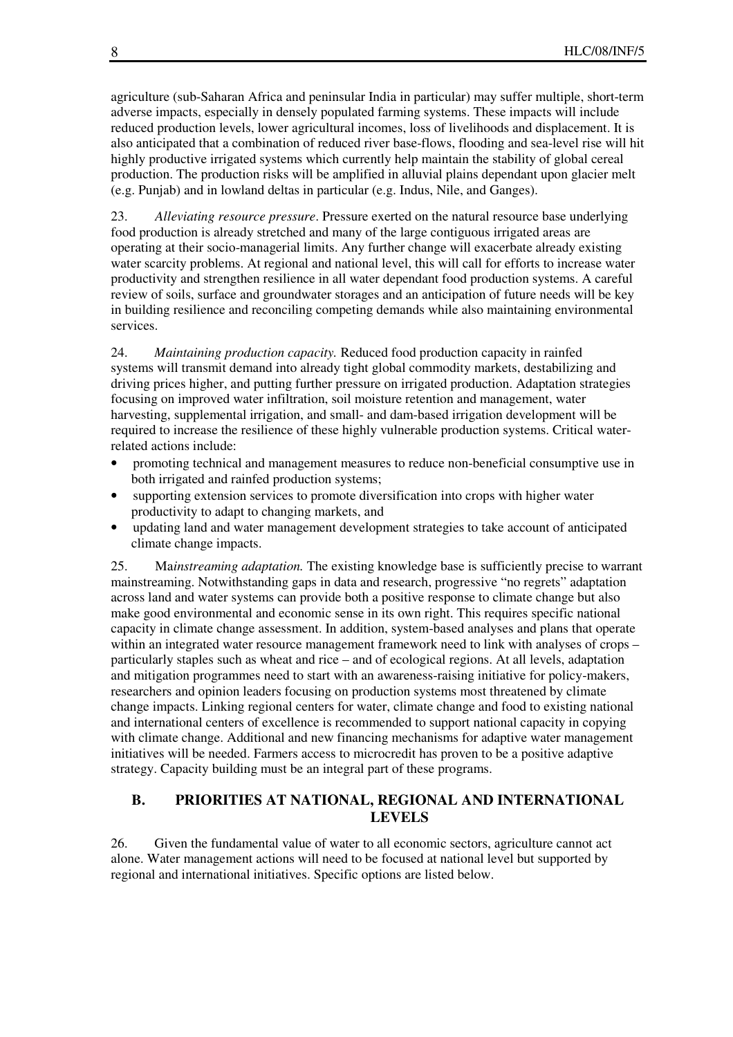agriculture (sub-Saharan Africa and peninsular India in particular) may suffer multiple, short-term adverse impacts, especially in densely populated farming systems. These impacts will include reduced production levels, lower agricultural incomes, loss of livelihoods and displacement. It is also anticipated that a combination of reduced river base-flows, flooding and sea-level rise will hit highly productive irrigated systems which currently help maintain the stability of global cereal production. The production risks will be amplified in alluvial plains dependant upon glacier melt (e.g. Punjab) and in lowland deltas in particular (e.g. Indus, Nile, and Ganges).

23. *Alleviating resource pressure*. Pressure exerted on the natural resource base underlying food production is already stretched and many of the large contiguous irrigated areas are operating at their socio-managerial limits. Any further change will exacerbate already existing water scarcity problems. At regional and national level, this will call for efforts to increase water productivity and strengthen resilience in all water dependant food production systems. A careful review of soils, surface and groundwater storages and an anticipation of future needs will be key in building resilience and reconciling competing demands while also maintaining environmental services.

24. *Maintaining production capacity.* Reduced food production capacity in rainfed systems will transmit demand into already tight global commodity markets, destabilizing and driving prices higher, and putting further pressure on irrigated production. Adaptation strategies focusing on improved water infiltration, soil moisture retention and management, water harvesting, supplemental irrigation, and small- and dam-based irrigation development will be required to increase the resilience of these highly vulnerable production systems. Critical water-related actions include:

- promoting technical and management measures to reduce non-beneficial consumptive use in both irrigated and rainfed production systems;
- supporting extension services to promote diversification into crops with higher water productivity to adapt to changing markets, and
- updating land and water management development strategies to take account of anticipated climate change impacts.

25. Ma*instreaming adaptation.* The existing knowledge base is sufficiently precise to warrant mainstreaming. Notwithstanding gaps in data and research, progressive "no regrets" adaptation across land and water systems can provide both a positive response to climate change but also make good environmental and economic sense in its own right. This requires specific national capacity in climate change assessment. In addition, system-based analyses and plans that operate within an integrated water resource management framework need to link with analyses of crops – particularly staples such as wheat and rice – and of ecological regions. At all levels, adaptation and mitigation programmes need to start with an awareness-raising initiative for policy-makers, researchers and opinion leaders focusing on production systems most threatened by climate change impacts. Linking regional centers for water, climate change and food to existing national and international centers of excellence is recommended to support national capacity in copying with climate change. Additional and new financing mechanisms for adaptive water management initiatives will be needed. Farmers access to microcredit has proven to be a positive adaptive strategy. Capacity building must be an integral part of these programs.

## B. PRIORITIES AT NATIONAL, REGIONAL AND INTERNATIONAL LEVELS

26. Given the fundamental value of water to all economic sectors, agriculture cannot act alone. Water management actions will need to be focused at national level but supported by regional and international initiatives. Specific options are listed below.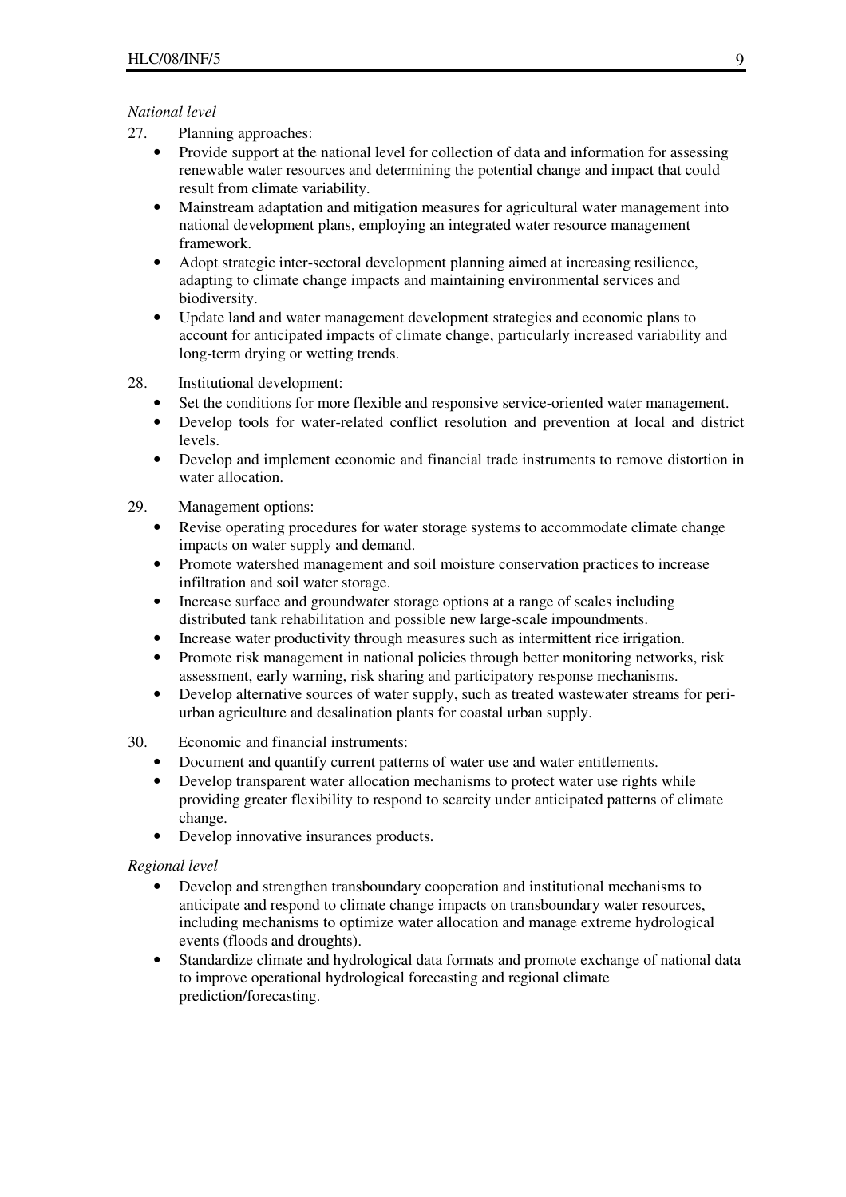*National level*

27. Planning approaches:

- Provide support at the national level for collection of data and information for assessing renewable water resources and determining the potential change and impact that could result from climate variability.
- Mainstream adaptation and mitigation measures for agricultural water management into national development plans, employing an integrated water resource management framework.
- Adopt strategic inter-sectoral development planning aimed at increasing resilience, adapting to climate change impacts and maintaining environmental services and biodiversity.
- Update land and water management development strategies and economic plans to account for anticipated impacts of climate change, particularly increased variability and long-term drying or wetting trends.

28. Institutional development:

- Set the conditions for more flexible and responsive service-oriented water management.
- Develop tools for water-related conflict resolution and prevention at local and district levels.
- Develop and implement economic and financial trade instruments to remove distortion in water allocation.

29. Management options:

- Revise operating procedures for water storage systems to accommodate climate change impacts on water supply and demand.
- Promote watershed management and soil moisture conservation practices to increase infiltration and soil water storage.
- Increase surface and groundwater storage options at a range of scales including distributed tank rehabilitation and possible new large-scale impoundments.
- Increase water productivity through measures such as intermittent rice irrigation.
- Promote risk management in national policies through better monitoring networks, risk assessment, early warning, risk sharing and participatory response mechanisms.
- Develop alternative sources of water supply, such as treated wastewater streams for peri-urban agriculture and desalination plants for coastal urban supply.

30. Economic and financial instruments:

- Document and quantify current patterns of water use and water entitlements.
- Develop transparent water allocation mechanisms to protect water use rights while providing greater flexibility to respond to scarcity under anticipated patterns of climate change.
- Develop innovative insurances products.

*Regional level*

- Develop and strengthen transboundary cooperation and institutional mechanisms to anticipate and respond to climate change impacts on transboundary water resources, including mechanisms to optimize water allocation and manage extreme hydrological events (floods and droughts).
- Standardize climate and hydrological data formats and promote exchange of national data to improve operational hydrological forecasting and regional climate prediction/forecasting.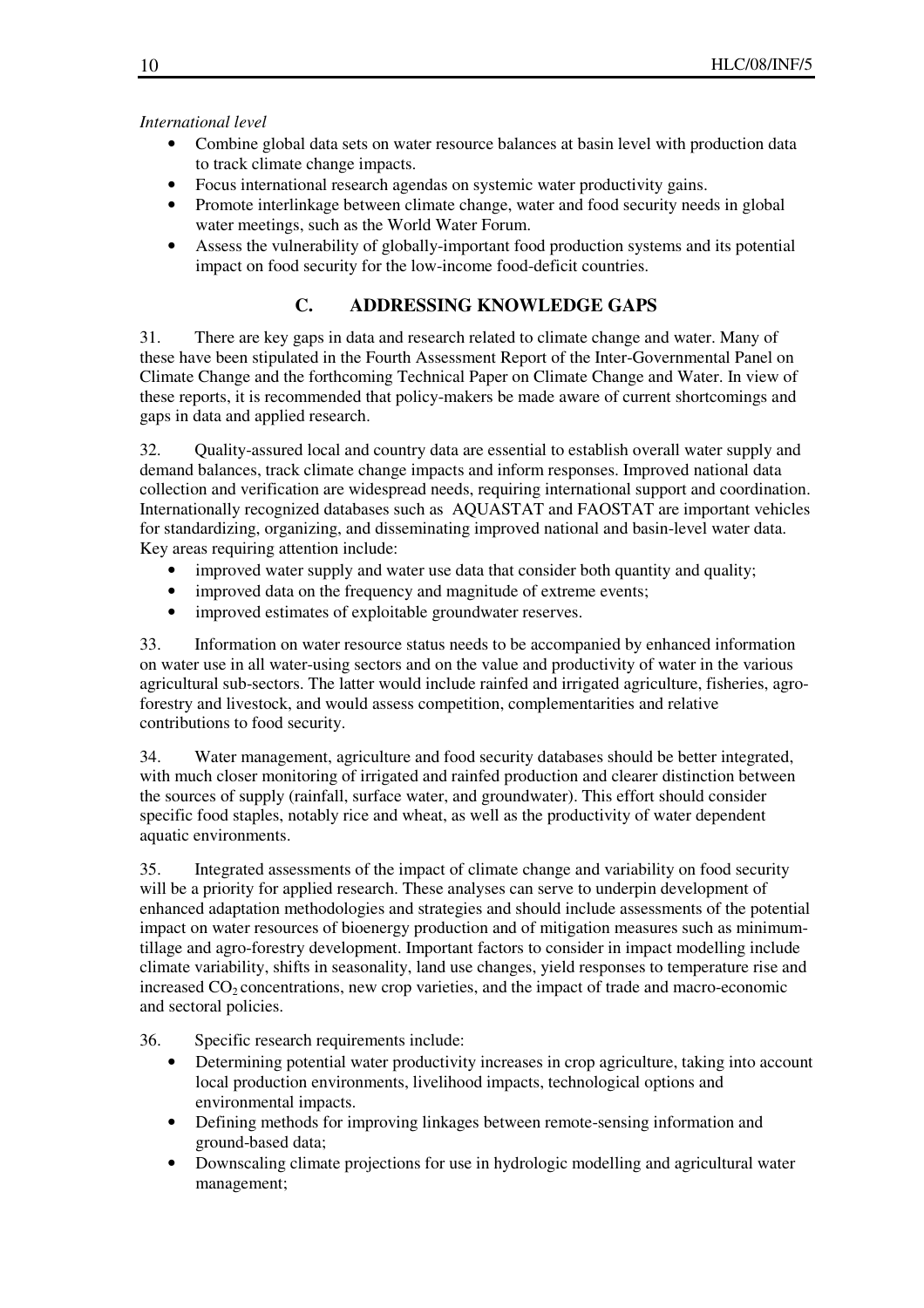*International level*

- Combine global data sets on water resource balances at basin level with production data to track climate change impacts.
- Focus international research agendas on systemic water productivity gains.
- Promote interlinkage between climate change, water and food security needs in global water meetings, such as the World Water Forum.
- Assess the vulnerability of globally-important food production systems and its potential impact on food security for the low-income food-deficit countries.

## C. ADDRESSING KNOWLEDGE GAPS

31. There are key gaps in data and research related to climate change and water. Many of these have been stipulated in the Fourth Assessment Report of the Inter-Governmental Panel on Climate Change and the forthcoming Technical Paper on Climate Change and Water. In view of these reports, it is recommended that policy-makers be made aware of current shortcomings and gaps in data and applied research.

32. Quality-assured local and country data are essential to establish overall water supply and demand balances, track climate change impacts and inform responses. Improved national data collection and verification are widespread needs, requiring international support and coordination. Internationally recognized databases such as AQUASTAT and FAOSTAT are important vehicles for standardizing, organizing, and disseminating improved national and basin-level water data. Key areas requiring attention include:

- improved water supply and water use data that consider both quantity and quality;
- improved data on the frequency and magnitude of extreme events;
- improved estimates of exploitable groundwater reserves.

33. Information on water resource status needs to be accompanied by enhanced information on water use in all water-using sectors and on the value and productivity of water in the various agricultural sub-sectors. The latter would include rainfed and irrigated agriculture, fisheries, agro-forestry and livestock, and would assess competition, complementarities and relative contributions to food security.

34. Water management, agriculture and food security databases should be better integrated, with much closer monitoring of irrigated and rainfed production and clearer distinction between the sources of supply (rainfall, surface water, and groundwater). This effort should consider specific food staples, notably rice and wheat, as well as the productivity of water dependent aquatic environments.

35. Integrated assessments of the impact of climate change and variability on food security will be a priority for applied research. These analyses can serve to underpin development of enhanced adaptation methodologies and strategies and should include assessments of the potential impact on water resources of bioenergy production and of mitigation measures such as minimum-tillage and agro-forestry development. Important factors to consider in impact modelling include climate variability, shifts in seasonality, land use changes, yield responses to temperature rise and increased $CO_2$ concentrations, new crop varieties, and the impact of trade and macro-economic and sectoral policies.

36. Specific research requirements include:

- Determining potential water productivity increases in crop agriculture, taking into account local production environments, livelihood impacts, technological options and environmental impacts.
- Defining methods for improving linkages between remote-sensing information and ground-based data;
- Downscaling climate projections for use in hydrologic modelling and agricultural water management;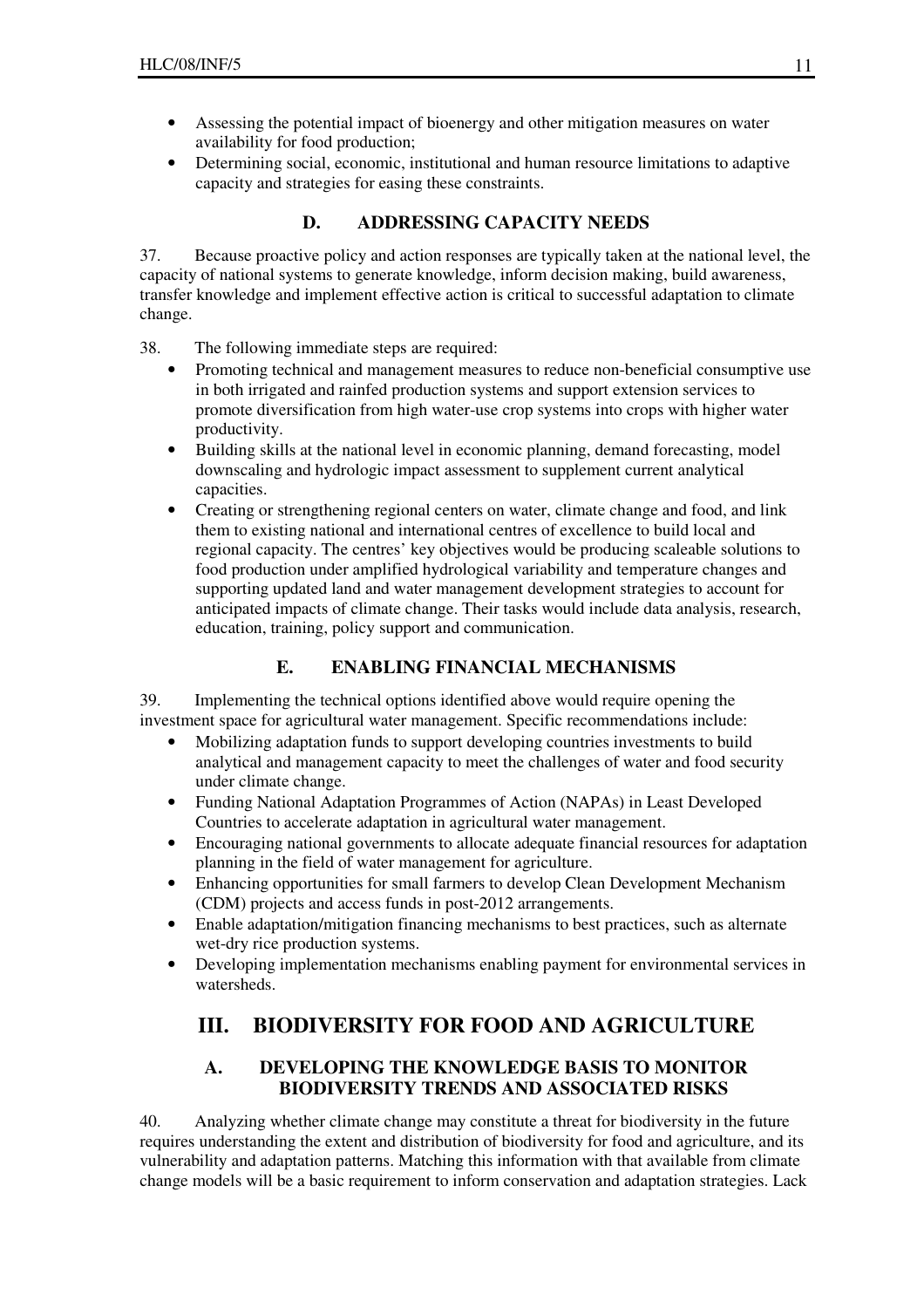- Assessing the potential impact of bioenergy and other mitigation measures on water availability for food production;
- Determining social, economic, institutional and human resource limitations to adaptive capacity and strategies for easing these constraints.

### D. ADDRESSING CAPACITY NEEDS

37. Because proactive policy and action responses are typically taken at the national level, the capacity of national systems to generate knowledge, inform decision making, build awareness, transfer knowledge and implement effective action is critical to successful adaptation to climate change.

38. The following immediate steps are required:

- Promoting technical and management measures to reduce non-beneficial consumptive use in both irrigated and rainfed production systems and support extension services to promote diversification from high water-use crop systems into crops with higher water productivity.
- Building skills at the national level in economic planning, demand forecasting, model downscaling and hydrologic impact assessment to supplement current analytical capacities.
- Creating or strengthening regional centers on water, climate change and food, and link them to existing national and international centres of excellence to build local and regional capacity. The centres' key objectives would be producing scaleable solutions to food production under amplified hydrological variability and temperature changes and supporting updated land and water management development strategies to account for anticipated impacts of climate change. Their tasks would include data analysis, research, education, training, policy support and communication.

### E. ENABLING FINANCIAL MECHANISMS

39. Implementing the technical options identified above would require opening the investment space for agricultural water management. Specific recommendations include:

- Mobilizing adaptation funds to support developing countries investments to build analytical and management capacity to meet the challenges of water and food security under climate change.
- Funding National Adaptation Programmes of Action (NAPAs) in Least Developed Countries to accelerate adaptation in agricultural water management.
- Encouraging national governments to allocate adequate financial resources for adaptation planning in the field of water management for agriculture.
- Enhancing opportunities for small farmers to develop Clean Development Mechanism (CDM) projects and access funds in post-2012 arrangements.
- Enable adaptation/mitigation financing mechanisms to best practices, such as alternate wet-dry rice production systems.
- Developing implementation mechanisms enabling payment for environmental services in watersheds.

## III. BIODIVERSITY FOR FOOD AND AGRICULTURE

### A. DEVELOPING THE KNOWLEDGE BASIS TO MONITOR BIODIVERSITY TRENDS AND ASSOCIATED RISKS

40. Analyzing whether climate change may constitute a threat for biodiversity in the future requires understanding the extent and distribution of biodiversity for food and agriculture, and its vulnerability and adaptation patterns. Matching this information with that available from climate change models will be a basic requirement to inform conservation and adaptation strategies. Lack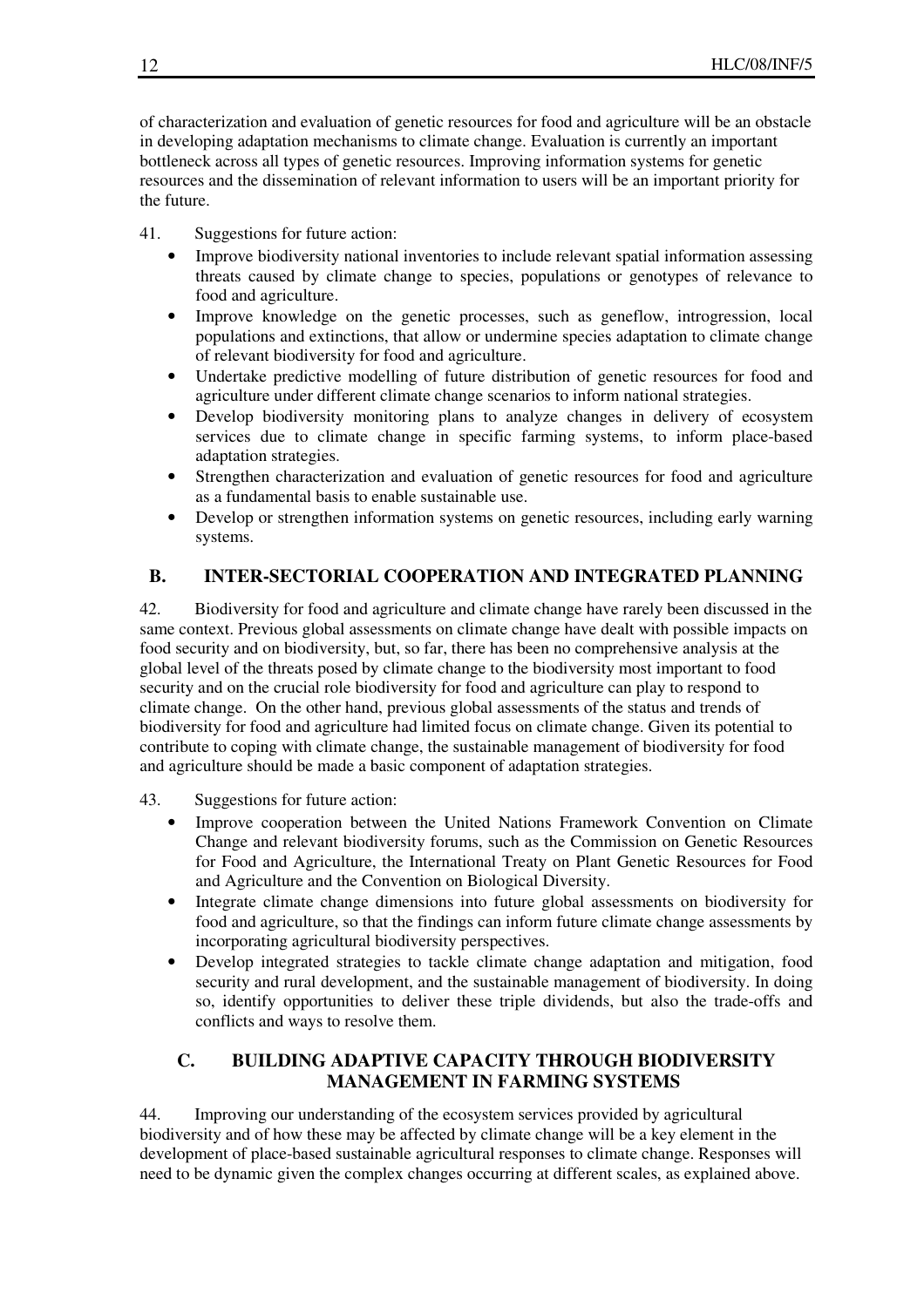of characterization and evaluation of genetic resources for food and agriculture will be an obstacle in developing adaptation mechanisms to climate change. Evaluation is currently an important bottleneck across all types of genetic resources. Improving information systems for genetic resources and the dissemination of relevant information to users will be an important priority for the future.

41. Suggestions for future action:

- Improve biodiversity national inventories to include relevant spatial information assessing threats caused by climate change to species, populations or genotypes of relevance to food and agriculture.
- Improve knowledge on the genetic processes, such as geneflow, introgression, local populations and extinctions, that allow or undermine species adaptation to climate change of relevant biodiversity for food and agriculture.
- Undertake predictive modelling of future distribution of genetic resources for food and agriculture under different climate change scenarios to inform national strategies.
- Develop biodiversity monitoring plans to analyze changes in delivery of ecosystem services due to climate change in specific farming systems, to inform place-based adaptation strategies.
- Strengthen characterization and evaluation of genetic resources for food and agriculture as a fundamental basis to enable sustainable use.
- Develop or strengthen information systems on genetic resources, including early warning systems.

## B. INTER-SECTORIAL COOPERATION AND INTEGRATED PLANNING

42. Biodiversity for food and agriculture and climate change have rarely been discussed in the same context. Previous global assessments on climate change have dealt with possible impacts on food security and on biodiversity, but, so far, there has been no comprehensive analysis at the global level of the threats posed by climate change to the biodiversity most important to food security and on the crucial role biodiversity for food and agriculture can play to respond to climate change. On the other hand, previous global assessments of the status and trends of biodiversity for food and agriculture had limited focus on climate change. Given its potential to contribute to coping with climate change, the sustainable management of biodiversity for food and agriculture should be made a basic component of adaptation strategies.

43. Suggestions for future action:

- Improve cooperation between the United Nations Framework Convention on Climate Change and relevant biodiversity forums, such as the Commission on Genetic Resources for Food and Agriculture, the International Treaty on Plant Genetic Resources for Food and Agriculture and the Convention on Biological Diversity.
- Integrate climate change dimensions into future global assessments on biodiversity for food and agriculture, so that the findings can inform future climate change assessments by incorporating agricultural biodiversity perspectives.
- Develop integrated strategies to tackle climate change adaptation and mitigation, food security and rural development, and the sustainable management of biodiversity. In doing so, identify opportunities to deliver these triple dividends, but also the trade-offs and conflicts and ways to resolve them.

## C. BUILDING ADAPTIVE CAPACITY THROUGH BIODIVERSITY MANAGEMENT IN FARMING SYSTEMS

44. Improving our understanding of the ecosystem services provided by agricultural biodiversity and of how these may be affected by climate change will be a key element in the development of place-based sustainable agricultural responses to climate change. Responses will need to be dynamic given the complex changes occurring at different scales, as explained above.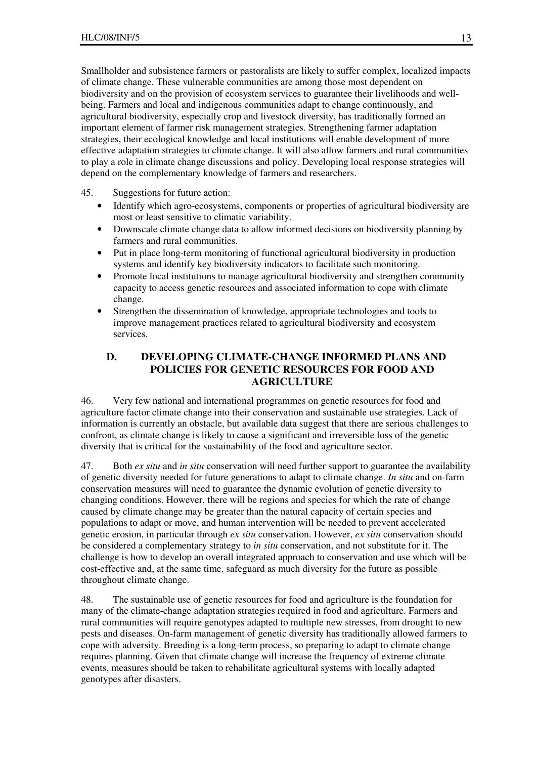Smallholder and subsistence farmers or pastoralists are likely to suffer complex, localized impacts of climate change. These vulnerable communities are among those most dependent on biodiversity and on the provision of ecosystem services to guarantee their livelihoods and well-being. Farmers and local and indigenous communities adapt to change continuously, and agricultural biodiversity, especially crop and livestock diversity, has traditionally formed an important element of farmer risk management strategies. Strengthening farmer adaptation strategies, their ecological knowledge and local institutions will enable development of more effective adaptation strategies to climate change. It will also allow farmers and rural communities to play a role in climate change discussions and policy. Developing local response strategies will depend on the complementary knowledge of farmers and researchers.

45. Suggestions for future action:

- Identify which agro-ecosystems, components or properties of agricultural biodiversity are most or least sensitive to climatic variability.
- Downscale climate change data to allow informed decisions on biodiversity planning by farmers and rural communities.
- Put in place long-term monitoring of functional agricultural biodiversity in production systems and identify key biodiversity indicators to facilitate such monitoring.
- Promote local institutions to manage agricultural biodiversity and strengthen community capacity to access genetic resources and associated information to cope with climate change.
- Strengthen the dissemination of knowledge, appropriate technologies and tools to improve management practices related to agricultural biodiversity and ecosystem services.

## D. DEVELOPING CLIMATE-CHANGE INFORMED PLANS AND POLICIES FOR GENETIC RESOURCES FOR FOOD AND AGRICULTURE

46. Very few national and international programmes on genetic resources for food and agriculture factor climate change into their conservation and sustainable use strategies. Lack of information is currently an obstacle, but available data suggest that there are serious challenges to confront, as climate change is likely to cause a significant and irreversible loss of the genetic diversity that is critical for the sustainability of the food and agriculture sector.

47. Both *ex situ* and *in situ* conservation will need further support to guarantee the availability of genetic diversity needed for future generations to adapt to climate change. *In situ* and on-farm conservation measures will need to guarantee the dynamic evolution of genetic diversity to changing conditions. However, there will be regions and species for which the rate of change caused by climate change may be greater than the natural capacity of certain species and populations to adapt or move, and human intervention will be needed to prevent accelerated genetic erosion, in particular through *ex situ* conservation. However, *ex situ* conservation should be considered a complementary strategy to *in situ* conservation, and not substitute for it. The challenge is how to develop an overall integrated approach to conservation and use which will be cost-effective and, at the same time, safeguard as much diversity for the future as possible throughout climate change.

48. The sustainable use of genetic resources for food and agriculture is the foundation for many of the climate-change adaptation strategies required in food and agriculture. Farmers and rural communities will require genotypes adapted to multiple new stresses, from drought to new pests and diseases. On-farm management of genetic diversity has traditionally allowed farmers to cope with adversity. Breeding is a long-term process, so preparing to adapt to climate change requires planning. Given that climate change will increase the frequency of extreme climate events, measures should be taken to rehabilitate agricultural systems with locally adapted genotypes after disasters.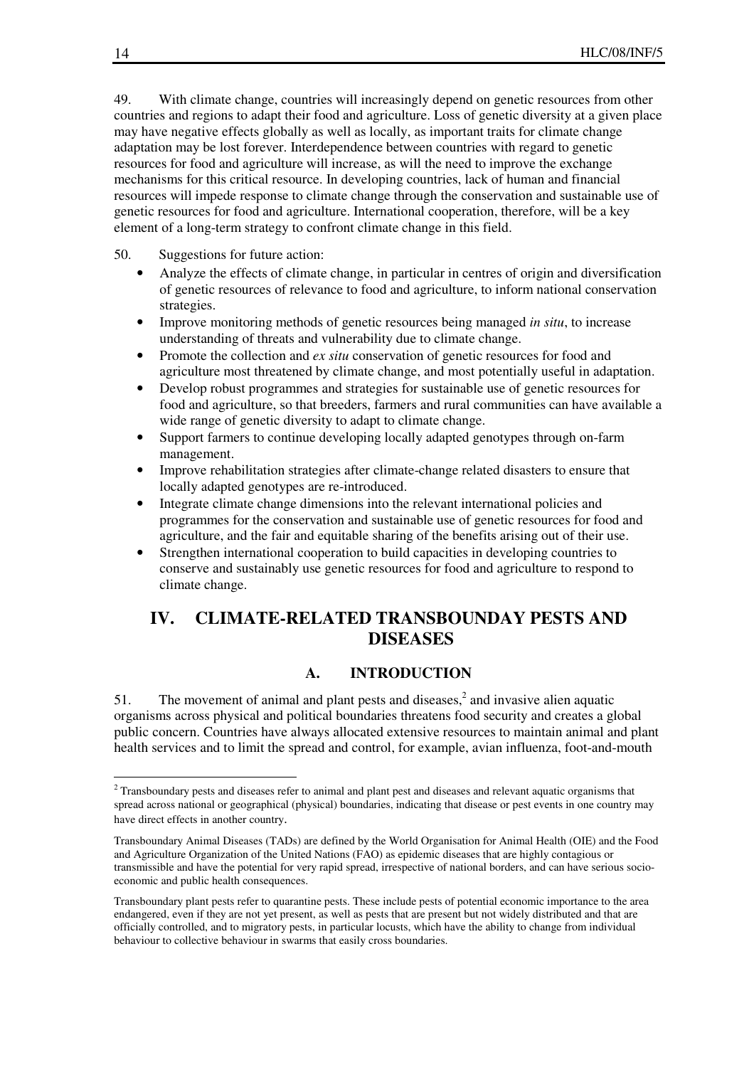49. With climate change, countries will increasingly depend on genetic resources from other countries and regions to adapt their food and agriculture. Loss of genetic diversity at a given place may have negative effects globally as well as locally, as important traits for climate change adaptation may be lost forever. Interdependence between countries with regard to genetic resources for food and agriculture will increase, as will the need to improve the exchange mechanisms for this critical resource. In developing countries, lack of human and financial resources will impede response to climate change through the conservation and sustainable use of genetic resources for food and agriculture. International cooperation, therefore, will be a key element of a long-term strategy to confront climate change in this field.

50. Suggestions for future action:

- Analyze the effects of climate change, in particular in centres of origin and diversification of genetic resources of relevance to food and agriculture, to inform national conservation strategies.
- Improve monitoring methods of genetic resources being managed *in situ*, to increase understanding of threats and vulnerability due to climate change.
- Promote the collection and *ex situ* conservation of genetic resources for food and agriculture most threatened by climate change, and most potentially useful in adaptation.
- Develop robust programmes and strategies for sustainable use of genetic resources for food and agriculture, so that breeders, farmers and rural communities can have available a wide range of genetic diversity to adapt to climate change.
- Support farmers to continue developing locally adapted genotypes through on-farm management.
- Improve rehabilitation strategies after climate-change related disasters to ensure that locally adapted genotypes are re-introduced.
- Integrate climate change dimensions into the relevant international policies and programmes for the conservation and sustainable use of genetic resources for food and agriculture, and the fair and equitable sharing of the benefits arising out of their use.
- Strengthen international cooperation to build capacities in developing countries to conserve and sustainably use genetic resources for food and agriculture to respond to climate change.

# IV. CLIMATE-RELATED TRANSBOUNDAY PESTS AND DISEASES

## A. INTRODUCTION

51. The movement of animal and plant pests and diseases,[2] and invasive alien aquatic organisms across physical and political boundaries threatens food security and creates a global public concern. Countries have always allocated extensive resources to maintain animal and plant health services and to limit the spread and control, for example, avian influenza, foot-and-mouth

---

[2] Transboundary pests and diseases refer to animal and plant pest and diseases and relevant aquatic organisms that spread across national or geographical (physical) boundaries, indicating that disease or pest events in one country may have direct effects in another country.

Transboundary Animal Diseases (TADs) are defined by the World Organisation for Animal Health (OIE) and the Food and Agriculture Organization of the United Nations (FAO) as epidemic diseases that are highly contagious or transmissible and have the potential for very rapid spread, irrespective of national borders, and can have serious socio-economic and public health consequences.

Transboundary plant pests refer to quarantine pests. These include pests of potential economic importance to the area endangered, even if they are not yet present, as well as pests that are present but not widely distributed and that are officially controlled, and to migratory pests, in particular locusts, which have the ability to change from individual behaviour to collective behaviour in swarms that easily cross boundaries.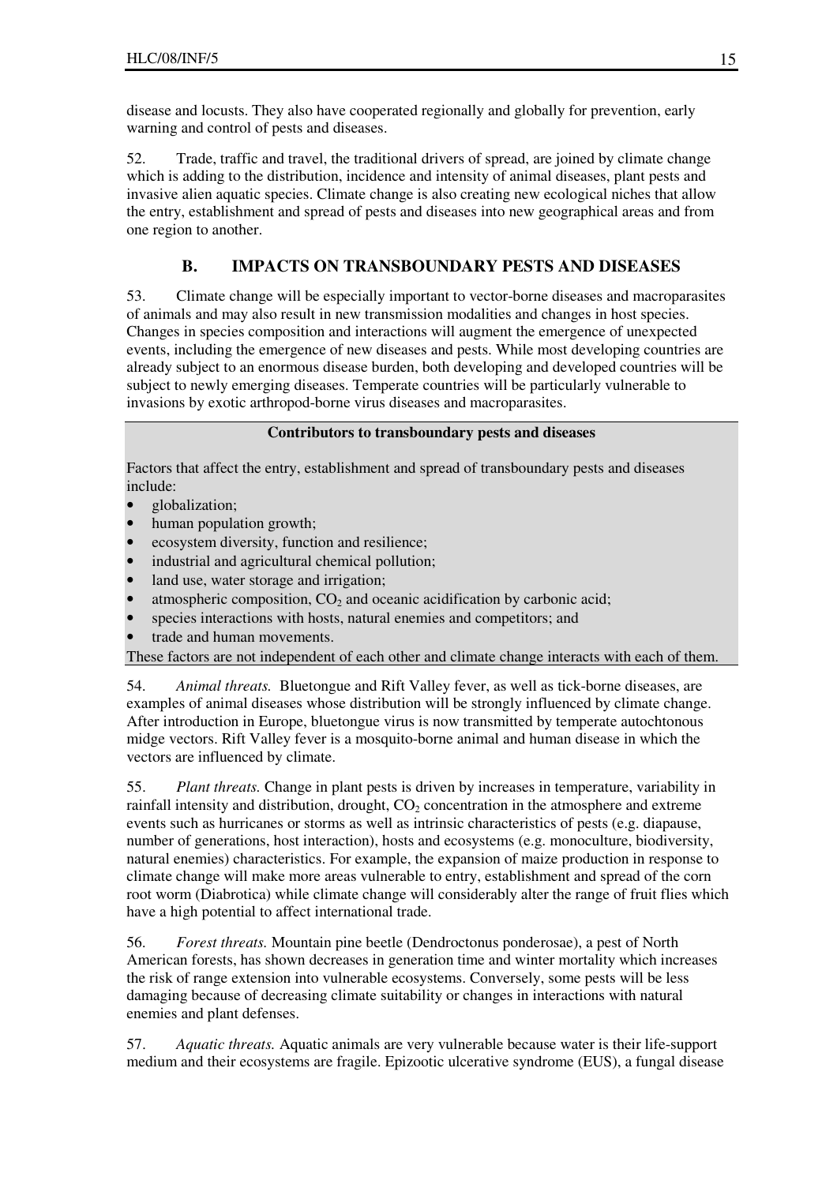disease and locusts. They also have cooperated regionally and globally for prevention, early warning and control of pests and diseases.

52. Trade, traffic and travel, the traditional drivers of spread, are joined by climate change which is adding to the distribution, incidence and intensity of animal diseases, plant pests and invasive alien aquatic species. Climate change is also creating new ecological niches that allow the entry, establishment and spread of pests and diseases into new geographical areas and from one region to another.

## B. IMPACTS ON TRANSBOUNDARY PESTS AND DISEASES

53. Climate change will be especially important to vector-borne diseases and macroparasites of animals and may also result in new transmission modalities and changes in host species. Changes in species composition and interactions will augment the emergence of unexpected events, including the emergence of new diseases and pests. While most developing countries are already subject to an enormous disease burden, both developing and developed countries will be subject to newly emerging diseases. Temperate countries will be particularly vulnerable to invasions by exotic arthropod-borne virus diseases and macroparasites.

**Contributors to transboundary pests and diseases**

Factors that affect the entry, establishment and spread of transboundary pests and diseases include:

- globalization;
- human population growth;
- ecosystem diversity, function and resilience;
- industrial and agricultural chemical pollution;
- land use, water storage and irrigation;
- atmospheric composition, $CO_2$ and oceanic acidification by carbonic acid;
- species interactions with hosts, natural enemies and competitors; and
- trade and human movements.

These factors are not independent of each other and climate change interacts with each of them.

54. *Animal threats.* Bluetongue and Rift Valley fever, as well as tick-borne diseases, are examples of animal diseases whose distribution will be strongly influenced by climate change. After introduction in Europe, bluetongue virus is now transmitted by temperate autochtonous midge vectors. Rift Valley fever is a mosquito-borne animal and human disease in which the vectors are influenced by climate.

55. *Plant threats.* Change in plant pests is driven by increases in temperature, variability in rainfall intensity and distribution, drought, $CO_2$ concentration in the atmosphere and extreme events such as hurricanes or storms as well as intrinsic characteristics of pests (e.g. diapause, number of generations, host interaction), hosts and ecosystems (e.g. monoculture, biodiversity, natural enemies) characteristics. For example, the expansion of maize production in response to climate change will make more areas vulnerable to entry, establishment and spread of the corn root worm (Diabrotica) while climate change will considerably alter the range of fruit flies which have a high potential to affect international trade.

56. *Forest threats.* Mountain pine beetle (Dendroctonus ponderosae), a pest of North American forests, has shown decreases in generation time and winter mortality which increases the risk of range extension into vulnerable ecosystems. Conversely, some pests will be less damaging because of decreasing climate suitability or changes in interactions with natural enemies and plant defenses.

57. *Aquatic threats.* Aquatic animals are very vulnerable because water is their life-support medium and their ecosystems are fragile. Epizootic ulcerative syndrome (EUS), a fungal disease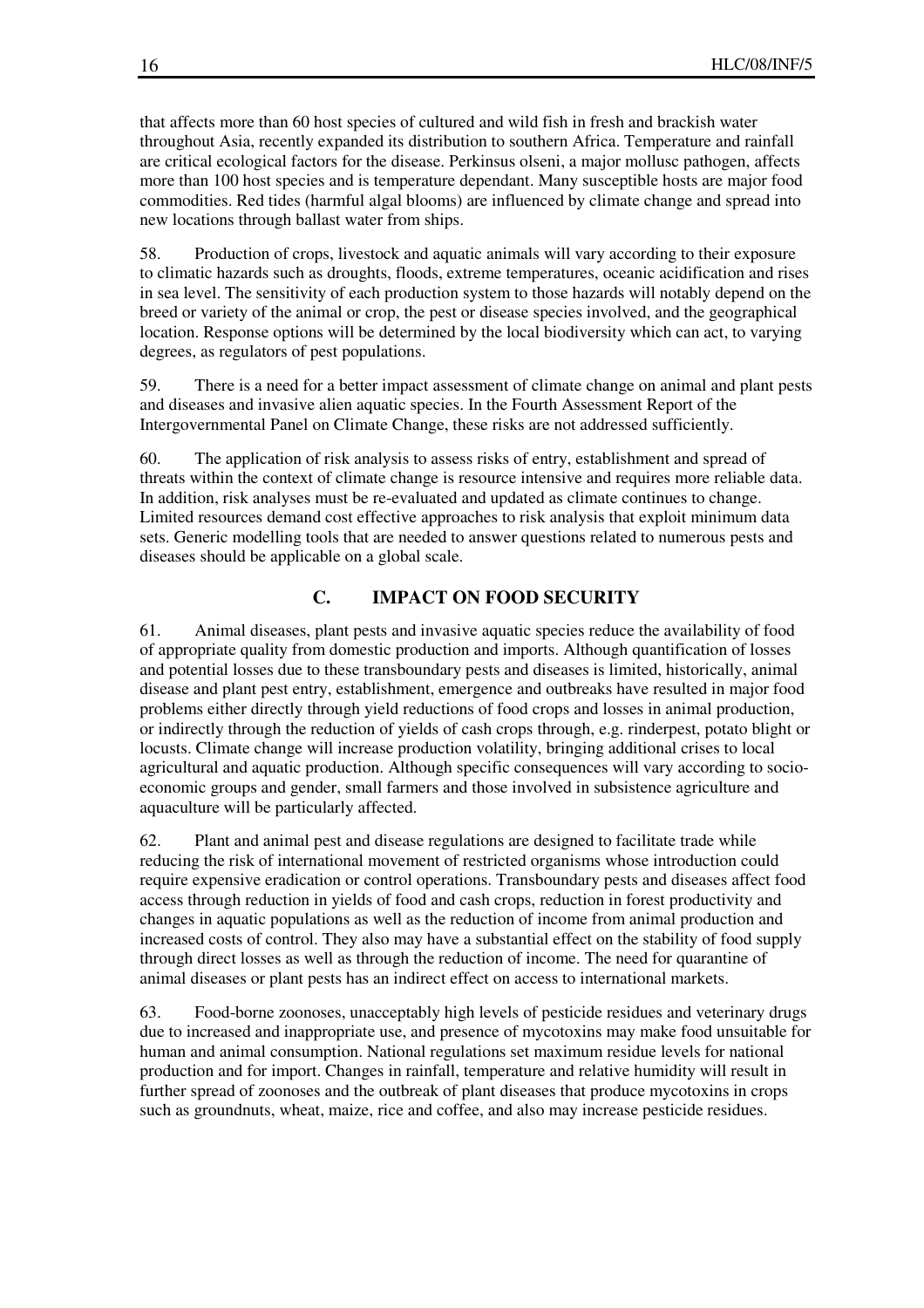that affects more than 60 host species of cultured and wild fish in fresh and brackish water throughout Asia, recently expanded its distribution to southern Africa. Temperature and rainfall are critical ecological factors for the disease. Perkinsus olseni, a major mollusc pathogen, affects more than 100 host species and is temperature dependant. Many susceptible hosts are major food commodities. Red tides (harmful algal blooms) are influenced by climate change and spread into new locations through ballast water from ships.

58. Production of crops, livestock and aquatic animals will vary according to their exposure to climatic hazards such as droughts, floods, extreme temperatures, oceanic acidification and rises in sea level. The sensitivity of each production system to those hazards will notably depend on the breed or variety of the animal or crop, the pest or disease species involved, and the geographical location. Response options will be determined by the local biodiversity which can act, to varying degrees, as regulators of pest populations.

59. There is a need for a better impact assessment of climate change on animal and plant pests and diseases and invasive alien aquatic species. In the Fourth Assessment Report of the Intergovernmental Panel on Climate Change, these risks are not addressed sufficiently.

60. The application of risk analysis to assess risks of entry, establishment and spread of threats within the context of climate change is resource intensive and requires more reliable data. In addition, risk analyses must be re-evaluated and updated as climate continues to change. Limited resources demand cost effective approaches to risk analysis that exploit minimum data sets. Generic modelling tools that are needed to answer questions related to numerous pests and diseases should be applicable on a global scale.

## C. IMPACT ON FOOD SECURITY

61. Animal diseases, plant pests and invasive aquatic species reduce the availability of food of appropriate quality from domestic production and imports. Although quantification of losses and potential losses due to these transboundary pests and diseases is limited, historically, animal disease and plant pest entry, establishment, emergence and outbreaks have resulted in major food problems either directly through yield reductions of food crops and losses in animal production, or indirectly through the reduction of yields of cash crops through, e.g. rinderpest, potato blight or locusts. Climate change will increase production volatility, bringing additional crises to local agricultural and aquatic production. Although specific consequences will vary according to socio-economic groups and gender, small farmers and those involved in subsistence agriculture and aquaculture will be particularly affected.

62. Plant and animal pest and disease regulations are designed to facilitate trade while reducing the risk of international movement of restricted organisms whose introduction could require expensive eradication or control operations. Transboundary pests and diseases affect food access through reduction in yields of food and cash crops, reduction in forest productivity and changes in aquatic populations as well as the reduction of income from animal production and increased costs of control. They also may have a substantial effect on the stability of food supply through direct losses as well as through the reduction of income. The need for quarantine of animal diseases or plant pests has an indirect effect on access to international markets.

63. Food-borne zoonoses, unacceptably high levels of pesticide residues and veterinary drugs due to increased and inappropriate use, and presence of mycotoxins may make food unsuitable for human and animal consumption. National regulations set maximum residue levels for national production and for import. Changes in rainfall, temperature and relative humidity will result in further spread of zoonoses and the outbreak of plant diseases that produce mycotoxins in crops such as groundnuts, wheat, maize, rice and coffee, and also may increase pesticide residues.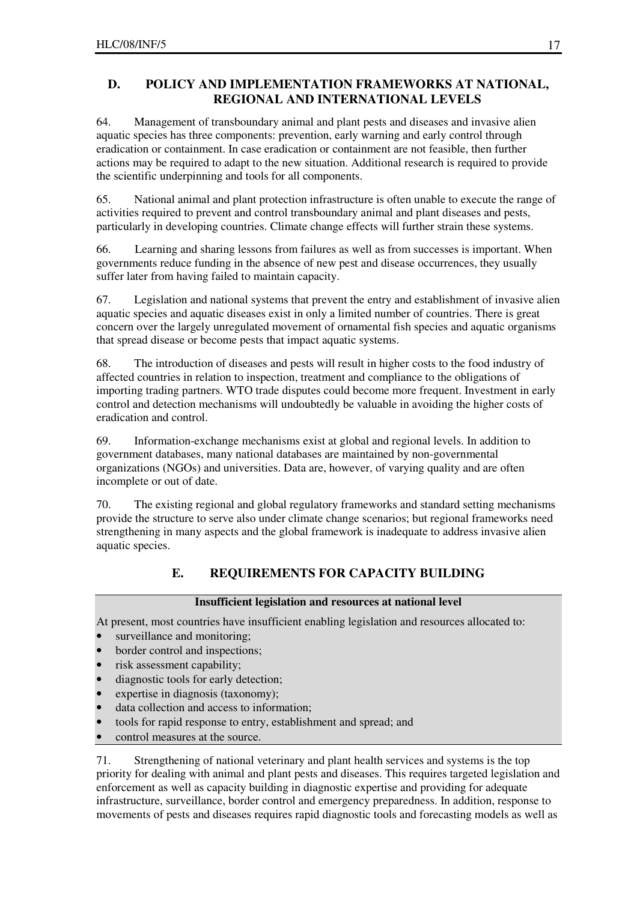## D. POLICY AND IMPLEMENTATION FRAMEWORKS AT NATIONAL, REGIONAL AND INTERNATIONAL LEVELS

64. Management of transboundary animal and plant pests and diseases and invasive alien aquatic species has three components: prevention, early warning and early control through eradication or containment. In case eradication or containment are not feasible, then further actions may be required to adapt to the new situation. Additional research is required to provide the scientific underpinning and tools for all components.

65. National animal and plant protection infrastructure is often unable to execute the range of activities required to prevent and control transboundary animal and plant diseases and pests, particularly in developing countries. Climate change effects will further strain these systems.

66. Learning and sharing lessons from failures as well as from successes is important. When governments reduce funding in the absence of new pest and disease occurrences, they usually suffer later from having failed to maintain capacity.

67. Legislation and national systems that prevent the entry and establishment of invasive alien aquatic species and aquatic diseases exist in only a limited number of countries. There is great concern over the largely unregulated movement of ornamental fish species and aquatic organisms that spread disease or become pests that impact aquatic systems.

68. The introduction of diseases and pests will result in higher costs to the food industry of affected countries in relation to inspection, treatment and compliance to the obligations of importing trading partners. WTO trade disputes could become more frequent. Investment in early control and detection mechanisms will undoubtedly be valuable in avoiding the higher costs of eradication and control.

69. Information-exchange mechanisms exist at global and regional levels. In addition to government databases, many national databases are maintained by non-governmental organizations (NGOs) and universities. Data are, however, of varying quality and are often incomplete or out of date.

70. The existing regional and global regulatory frameworks and standard setting mechanisms provide the structure to serve also under climate change scenarios; but regional frameworks need strengthening in many aspects and the global framework is inadequate to address invasive alien aquatic species.

## E. REQUIREMENTS FOR CAPACITY BUILDING

**Insufficient legislation and resources at national level**

At present, most countries have insufficient enabling legislation and resources allocated to:

- surveillance and monitoring;
- border control and inspections;
- risk assessment capability;
- diagnostic tools for early detection;
- expertise in diagnosis (taxonomy);
- data collection and access to information;
- tools for rapid response to entry, establishment and spread; and
- control measures at the source.

71. Strengthening of national veterinary and plant health services and systems is the top priority for dealing with animal and plant pests and diseases. This requires targeted legislation and enforcement as well as capacity building in diagnostic expertise and providing for adequate infrastructure, surveillance, border control and emergency preparedness. In addition, response to movements of pests and diseases requires rapid diagnostic tools and forecasting models as well as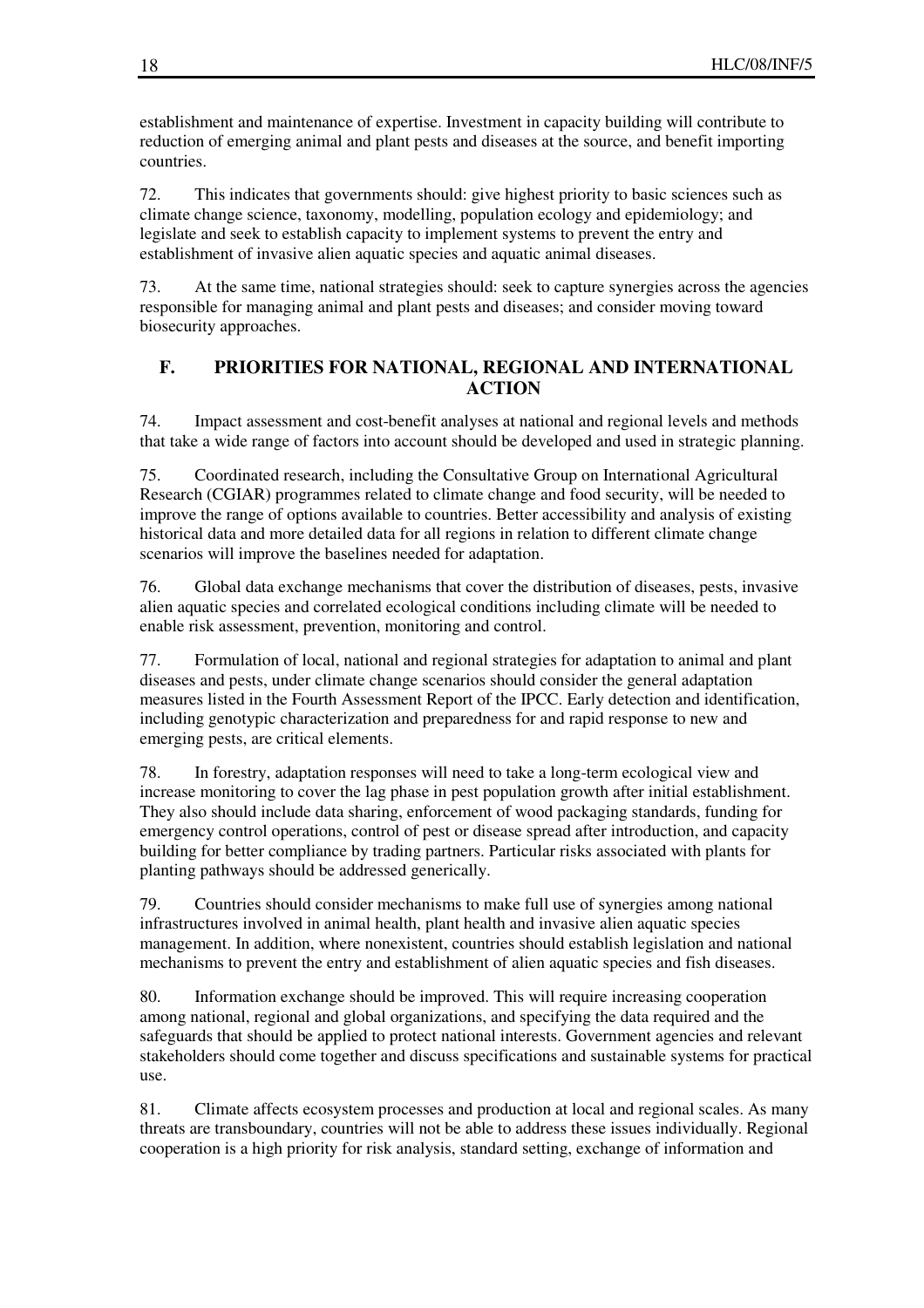establishment and maintenance of expertise. Investment in capacity building will contribute to reduction of emerging animal and plant pests and diseases at the source, and benefit importing countries.

72. This indicates that governments should: give highest priority to basic sciences such as climate change science, taxonomy, modelling, population ecology and epidemiology; and legislate and seek to establish capacity to implement systems to prevent the entry and establishment of invasive alien aquatic species and aquatic animal diseases.

73. At the same time, national strategies should: seek to capture synergies across the agencies responsible for managing animal and plant pests and diseases; and consider moving toward biosecurity approaches.

## F. PRIORITIES FOR NATIONAL, REGIONAL AND INTERNATIONAL ACTION

74. Impact assessment and cost-benefit analyses at national and regional levels and methods that take a wide range of factors into account should be developed and used in strategic planning.

75. Coordinated research, including the Consultative Group on International Agricultural Research (CGIAR) programmes related to climate change and food security, will be needed to improve the range of options available to countries. Better accessibility and analysis of existing historical data and more detailed data for all regions in relation to different climate change scenarios will improve the baselines needed for adaptation.

76. Global data exchange mechanisms that cover the distribution of diseases, pests, invasive alien aquatic species and correlated ecological conditions including climate will be needed to enable risk assessment, prevention, monitoring and control.

77. Formulation of local, national and regional strategies for adaptation to animal and plant diseases and pests, under climate change scenarios should consider the general adaptation measures listed in the Fourth Assessment Report of the IPCC. Early detection and identification, including genotypic characterization and preparedness for and rapid response to new and emerging pests, are critical elements.

78. In forestry, adaptation responses will need to take a long-term ecological view and increase monitoring to cover the lag phase in pest population growth after initial establishment. They also should include data sharing, enforcement of wood packaging standards, funding for emergency control operations, control of pest or disease spread after introduction, and capacity building for better compliance by trading partners. Particular risks associated with plants for planting pathways should be addressed generically.

79. Countries should consider mechanisms to make full use of synergies among national infrastructures involved in animal health, plant health and invasive alien aquatic species management. In addition, where nonexistent, countries should establish legislation and national mechanisms to prevent the entry and establishment of alien aquatic species and fish diseases.

80. Information exchange should be improved. This will require increasing cooperation among national, regional and global organizations, and specifying the data required and the safeguards that should be applied to protect national interests. Government agencies and relevant stakeholders should come together and discuss specifications and sustainable systems for practical use.

81. Climate affects ecosystem processes and production at local and regional scales. As many threats are transboundary, countries will not be able to address these issues individually. Regional cooperation is a high priority for risk analysis, standard setting, exchange of information and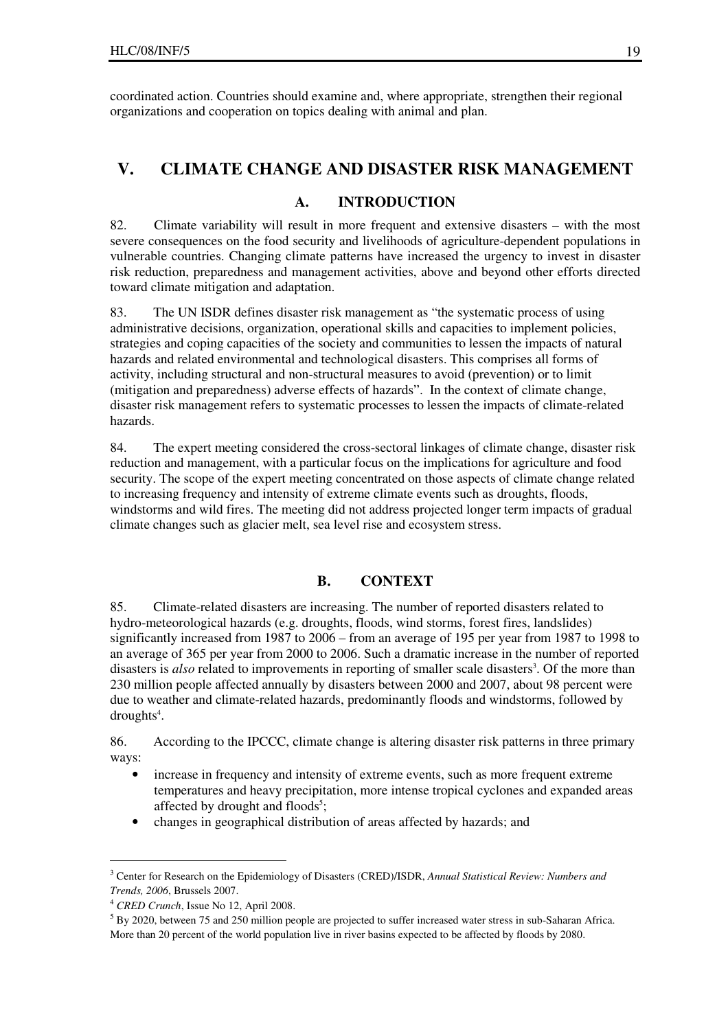coordinated action. Countries should examine and, where appropriate, strengthen their regional organizations and cooperation on topics dealing with animal and plan.

# V. CLIMATE CHANGE AND DISASTER RISK MANAGEMENT

## A. INTRODUCTION

82. Climate variability will result in more frequent and extensive disasters – with the most severe consequences on the food security and livelihoods of agriculture-dependent populations in vulnerable countries. Changing climate patterns have increased the urgency to invest in disaster risk reduction, preparedness and management activities, above and beyond other efforts directed toward climate mitigation and adaptation.

83. The UN ISDR defines disaster risk management as "the systematic process of using administrative decisions, organization, operational skills and capacities to implement policies, strategies and coping capacities of the society and communities to lessen the impacts of natural hazards and related environmental and technological disasters. This comprises all forms of activity, including structural and non-structural measures to avoid (prevention) or to limit (mitigation and preparedness) adverse effects of hazards". In the context of climate change, disaster risk management refers to systematic processes to lessen the impacts of climate-related hazards.

84. The expert meeting considered the cross-sectoral linkages of climate change, disaster risk reduction and management, with a particular focus on the implications for agriculture and food security. The scope of the expert meeting concentrated on those aspects of climate change related to increasing frequency and intensity of extreme climate events such as droughts, floods, windstorms and wild fires. The meeting did not address projected longer term impacts of gradual climate changes such as glacier melt, sea level rise and ecosystem stress.

## B. CONTEXT

85. Climate-related disasters are increasing. The number of reported disasters related to hydro-meteorological hazards (e.g. droughts, floods, wind storms, forest fires, landslides) significantly increased from 1987 to 2006 – from an average of 195 per year from 1987 to 1998 to an average of 365 per year from 2000 to 2006. Such a dramatic increase in the number of reported disasters is *also* related to improvements in reporting of smaller scale disasters[3]. Of the more than 230 million people affected annually by disasters between 2000 and 2007, about 98 percent were due to weather and climate-related hazards, predominantly floods and windstorms, followed by droughts[4].

86. According to the IPCCC, climate change is altering disaster risk patterns in three primary ways:

- increase in frequency and intensity of extreme events, such as more frequent extreme temperatures and heavy precipitation, more intense tropical cyclones and expanded areas affected by drought and floods[5];
- changes in geographical distribution of areas affected by hazards; and

---

[3] Center for Research on the Epidemiology of Disasters (CRED)/ISDR, *Annual Statistical Review: Numbers and Trends, 2006*, Brussels 2007.

[4] *CRED Crunch*, Issue No 12, April 2008.

[5] By 2020, between 75 and 250 million people are projected to suffer increased water stress in sub-Saharan Africa. More than 20 percent of the world population live in river basins expected to be affected by floods by 2080.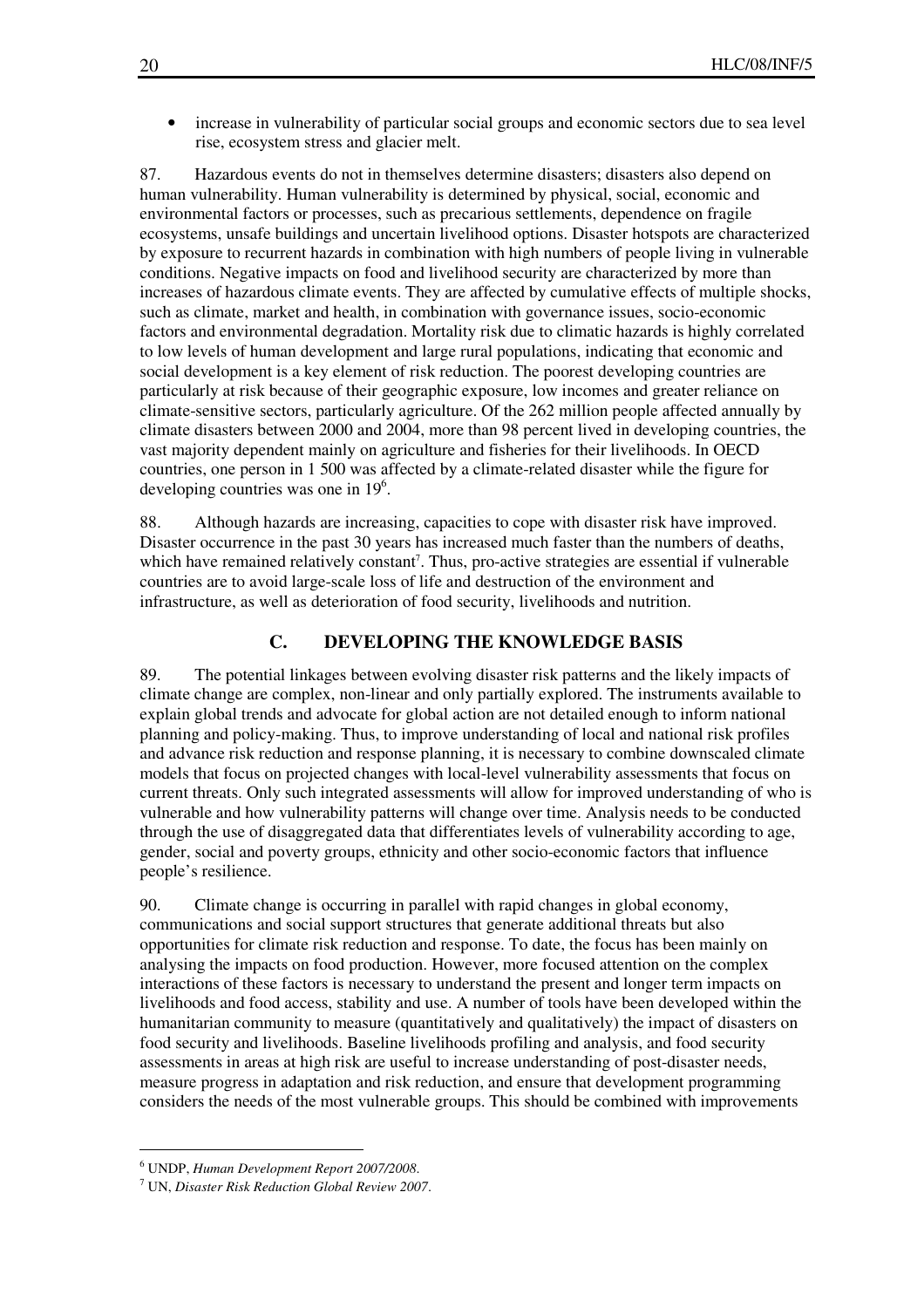- increase in vulnerability of particular social groups and economic sectors due to sea level rise, ecosystem stress and glacier melt.

87. Hazardous events do not in themselves determine disasters; disasters also depend on human vulnerability. Human vulnerability is determined by physical, social, economic and environmental factors or processes, such as precarious settlements, dependence on fragile ecosystems, unsafe buildings and uncertain livelihood options. Disaster hotspots are characterized by exposure to recurrent hazards in combination with high numbers of people living in vulnerable conditions. Negative impacts on food and livelihood security are characterized by more than increases of hazardous climate events. They are affected by cumulative effects of multiple shocks, such as climate, market and health, in combination with governance issues, socio-economic factors and environmental degradation. Mortality risk due to climatic hazards is highly correlated to low levels of human development and large rural populations, indicating that economic and social development is a key element of risk reduction. The poorest developing countries are particularly at risk because of their geographic exposure, low incomes and greater reliance on climate-sensitive sectors, particularly agriculture. Of the 262 million people affected annually by climate disasters between 2000 and 2004, more than 98 percent lived in developing countries, the vast majority dependent mainly on agriculture and fisheries for their livelihoods. In OECD countries, one person in 1 500 was affected by a climate-related disaster while the figure for developing countries was one in 19[6].

88. Although hazards are increasing, capacities to cope with disaster risk have improved. Disaster occurrence in the past 30 years has increased much faster than the numbers of deaths, which have remained relatively constant[7]. Thus, pro-active strategies are essential if vulnerable countries are to avoid large-scale loss of life and destruction of the environment and infrastructure, as well as deterioration of food security, livelihoods and nutrition.

## C. DEVELOPING THE KNOWLEDGE BASIS

89. The potential linkages between evolving disaster risk patterns and the likely impacts of climate change are complex, non-linear and only partially explored. The instruments available to explain global trends and advocate for global action are not detailed enough to inform national planning and policy-making. Thus, to improve understanding of local and national risk profiles and advance risk reduction and response planning, it is necessary to combine downscaled climate models that focus on projected changes with local-level vulnerability assessments that focus on current threats. Only such integrated assessments will allow for improved understanding of who is vulnerable and how vulnerability patterns will change over time. Analysis needs to be conducted through the use of disaggregated data that differentiates levels of vulnerability according to age, gender, social and poverty groups, ethnicity and other socio-economic factors that influence people's resilience.

90. Climate change is occurring in parallel with rapid changes in global economy, communications and social support structures that generate additional threats but also opportunities for climate risk reduction and response. To date, the focus has been mainly on analysing the impacts on food production. However, more focused attention on the complex interactions of these factors is necessary to understand the present and longer term impacts on livelihoods and food access, stability and use. A number of tools have been developed within the humanitarian community to measure (quantitatively and qualitatively) the impact of disasters on food security and livelihoods. Baseline livelihoods profiling and analysis, and food security assessments in areas at high risk are useful to increase understanding of post-disaster needs, measure progress in adaptation and risk reduction, and ensure that development programming considers the needs of the most vulnerable groups. This should be combined with improvements

---

[6] UNDP, *Human Development Report 2007/2008.*

[7] UN, *Disaster Risk Reduction Global Review 2007*.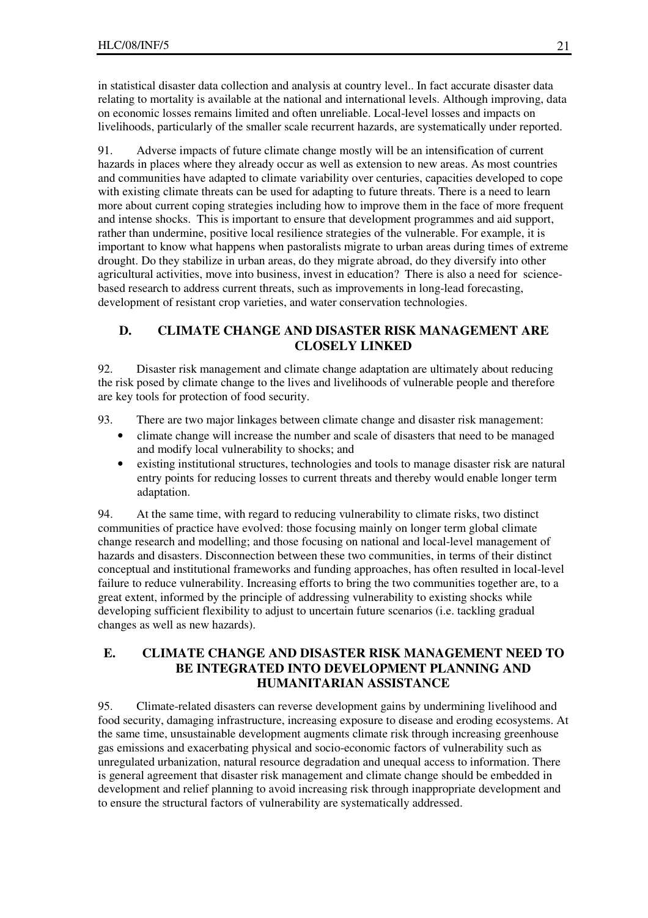in statistical disaster data collection and analysis at country level.. In fact accurate disaster data relating to mortality is available at the national and international levels. Although improving, data on economic losses remains limited and often unreliable. Local-level losses and impacts on livelihoods, particularly of the smaller scale recurrent hazards, are systematically under reported.

91. Adverse impacts of future climate change mostly will be an intensification of current hazards in places where they already occur as well as extension to new areas. As most countries and communities have adapted to climate variability over centuries, capacities developed to cope with existing climate threats can be used for adapting to future threats. There is a need to learn more about current coping strategies including how to improve them in the face of more frequent and intense shocks. This is important to ensure that development programmes and aid support, rather than undermine, positive local resilience strategies of the vulnerable. For example, it is important to know what happens when pastoralists migrate to urban areas during times of extreme drought. Do they stabilize in urban areas, do they migrate abroad, do they diversify into other agricultural activities, move into business, invest in education? There is also a need for science-based research to address current threats, such as improvements in long-lead forecasting, development of resistant crop varieties, and water conservation technologies.

## D. CLIMATE CHANGE AND DISASTER RISK MANAGEMENT ARE CLOSELY LINKED

92. Disaster risk management and climate change adaptation are ultimately about reducing the risk posed by climate change to the lives and livelihoods of vulnerable people and therefore are key tools for protection of food security.

93. There are two major linkages between climate change and disaster risk management:

- climate change will increase the number and scale of disasters that need to be managed and modify local vulnerability to shocks; and
- existing institutional structures, technologies and tools to manage disaster risk are natural entry points for reducing losses to current threats and thereby would enable longer term adaptation.

94. At the same time, with regard to reducing vulnerability to climate risks, two distinct communities of practice have evolved: those focusing mainly on longer term global climate change research and modelling; and those focusing on national and local-level management of hazards and disasters. Disconnection between these two communities, in terms of their distinct conceptual and institutional frameworks and funding approaches, has often resulted in local-level failure to reduce vulnerability. Increasing efforts to bring the two communities together are, to a great extent, informed by the principle of addressing vulnerability to existing shocks while developing sufficient flexibility to adjust to uncertain future scenarios (i.e. tackling gradual changes as well as new hazards).

## E. CLIMATE CHANGE AND DISASTER RISK MANAGEMENT NEED TO BE INTEGRATED INTO DEVELOPMENT PLANNING AND HUMANITARIAN ASSISTANCE

95. Climate-related disasters can reverse development gains by undermining livelihood and food security, damaging infrastructure, increasing exposure to disease and eroding ecosystems. At the same time, unsustainable development augments climate risk through increasing greenhouse gas emissions and exacerbating physical and socio-economic factors of vulnerability such as unregulated urbanization, natural resource degradation and unequal access to information. There is general agreement that disaster risk management and climate change should be embedded in development and relief planning to avoid increasing risk through inappropriate development and to ensure the structural factors of vulnerability are systematically addressed.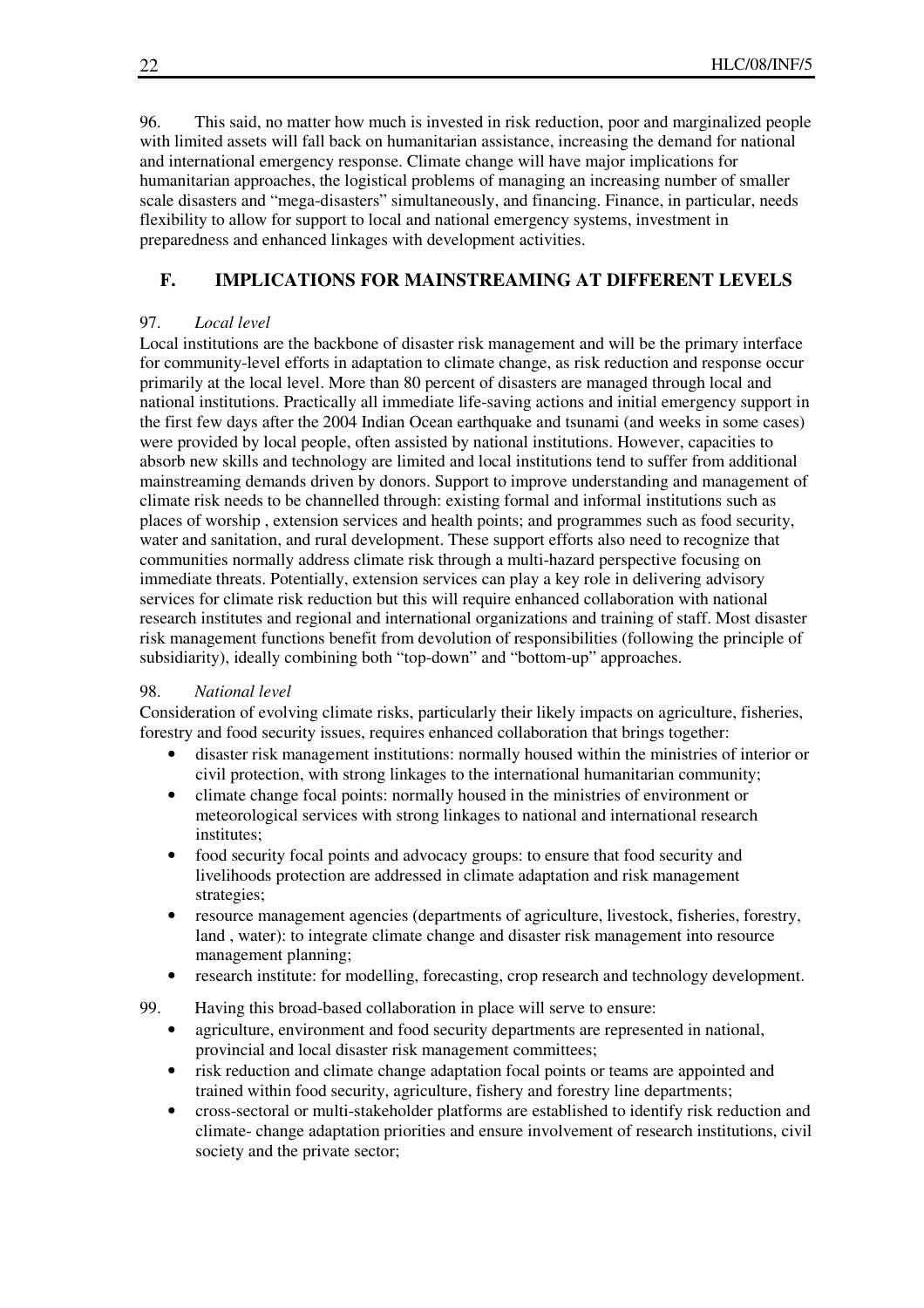96. This said, no matter how much is invested in risk reduction, poor and marginalized people with limited assets will fall back on humanitarian assistance, increasing the demand for national and international emergency response. Climate change will have major implications for humanitarian approaches, the logistical problems of managing an increasing number of smaller scale disasters and "mega-disasters" simultaneously, and financing. Finance, in particular, needs flexibility to allow for support to local and national emergency systems, investment in preparedness and enhanced linkages with development activities.

## F. IMPLICATIONS FOR MAINSTREAMING AT DIFFERENT LEVELS

97. *Local level*

Local institutions are the backbone of disaster risk management and will be the primary interface for community-level efforts in adaptation to climate change, as risk reduction and response occur primarily at the local level. More than 80 percent of disasters are managed through local and national institutions. Practically all immediate life-saving actions and initial emergency support in the first few days after the 2004 Indian Ocean earthquake and tsunami (and weeks in some cases) were provided by local people, often assisted by national institutions. However, capacities to absorb new skills and technology are limited and local institutions tend to suffer from additional mainstreaming demands driven by donors. Support to improve understanding and management of climate risk needs to be channelled through: existing formal and informal institutions such as places of worship , extension services and health points; and programmes such as food security, water and sanitation, and rural development. These support efforts also need to recognize that communities normally address climate risk through a multi-hazard perspective focusing on immediate threats. Potentially, extension services can play a key role in delivering advisory services for climate risk reduction but this will require enhanced collaboration with national research institutes and regional and international organizations and training of staff. Most disaster risk management functions benefit from devolution of responsibilities (following the principle of subsidiarity), ideally combining both "top-down" and "bottom-up" approaches.

98. *National level*

Consideration of evolving climate risks, particularly their likely impacts on agriculture, fisheries, forestry and food security issues, requires enhanced collaboration that brings together:

- disaster risk management institutions: normally housed within the ministries of interior or civil protection, with strong linkages to the international humanitarian community;
- climate change focal points: normally housed in the ministries of environment or meteorological services with strong linkages to national and international research institutes;
- food security focal points and advocacy groups: to ensure that food security and livelihoods protection are addressed in climate adaptation and risk management strategies;
- resource management agencies (departments of agriculture, livestock, fisheries, forestry, land , water): to integrate climate change and disaster risk management into resource management planning;
- research institute: for modelling, forecasting, crop research and technology development.

99. Having this broad-based collaboration in place will serve to ensure:

- agriculture, environment and food security departments are represented in national, provincial and local disaster risk management committees;
- risk reduction and climate change adaptation focal points or teams are appointed and trained within food security, agriculture, fishery and forestry line departments;
- cross-sectoral or multi-stakeholder platforms are established to identify risk reduction and climate- change adaptation priorities and ensure involvement of research institutions, civil society and the private sector;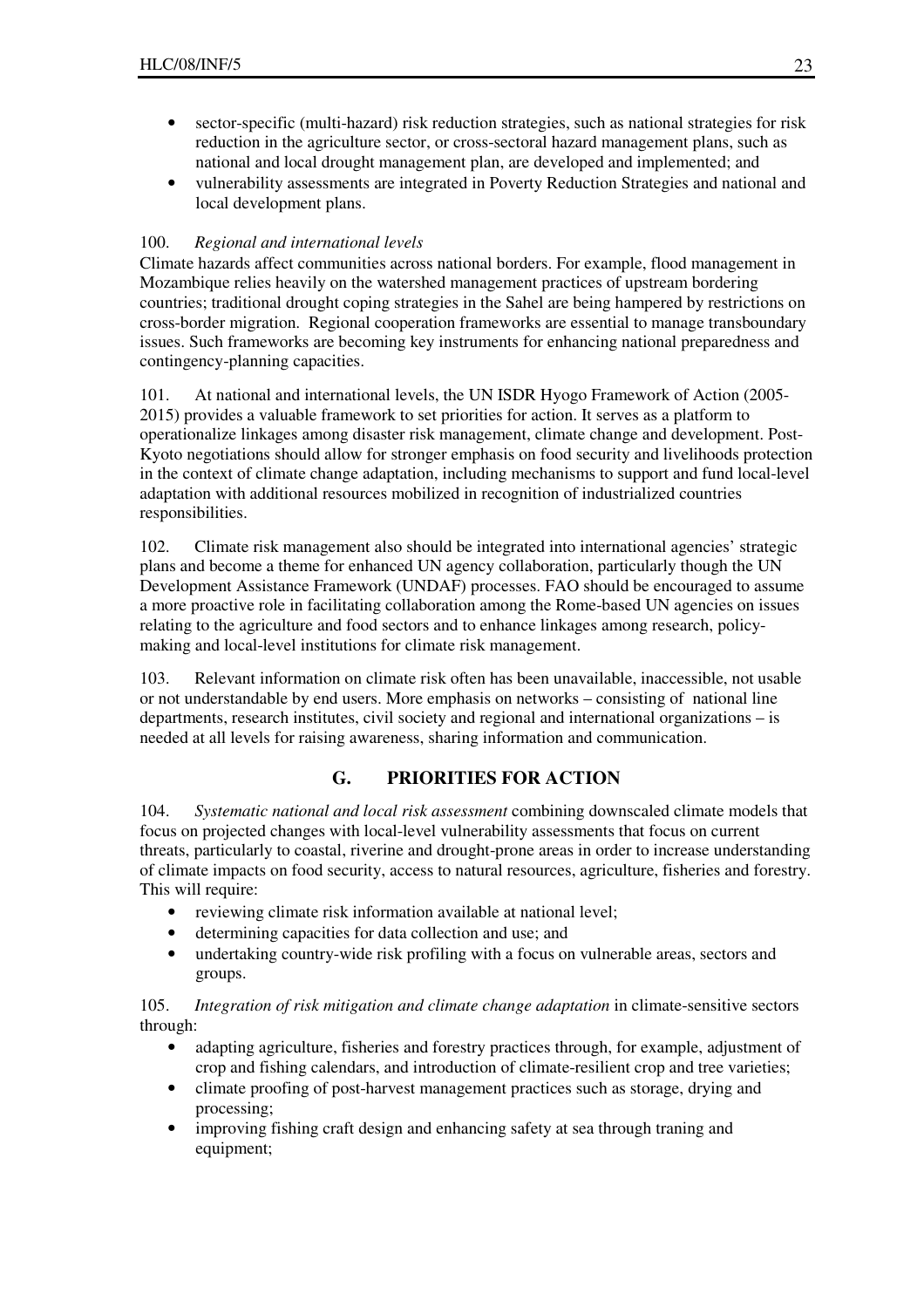- sector-specific (multi-hazard) risk reduction strategies, such as national strategies for risk reduction in the agriculture sector, or cross-sectoral hazard management plans, such as national and local drought management plan, are developed and implemented; and
- vulnerability assessments are integrated in Poverty Reduction Strategies and national and local development plans.

100. *Regional and international levels*

Climate hazards affect communities across national borders. For example, flood management in Mozambique relies heavily on the watershed management practices of upstream bordering countries; traditional drought coping strategies in the Sahel are being hampered by restrictions on cross-border migration. Regional cooperation frameworks are essential to manage transboundary issues. Such frameworks are becoming key instruments for enhancing national preparedness and contingency-planning capacities.

101. At national and international levels, the UN ISDR Hyogo Framework of Action (2005-2015) provides a valuable framework to set priorities for action. It serves as a platform to operationalize linkages among disaster risk management, climate change and development. Post-Kyoto negotiations should allow for stronger emphasis on food security and livelihoods protection in the context of climate change adaptation, including mechanisms to support and fund local-level adaptation with additional resources mobilized in recognition of industrialized countries responsibilities.

102. Climate risk management also should be integrated into international agencies' strategic plans and become a theme for enhanced UN agency collaboration, particularly though the UN Development Assistance Framework (UNDAF) processes. FAO should be encouraged to assume a more proactive role in facilitating collaboration among the Rome-based UN agencies on issues relating to the agriculture and food sectors and to enhance linkages among research, policy-making and local-level institutions for climate risk management.

103. Relevant information on climate risk often has been unavailable, inaccessible, not usable or not understandable by end users. More emphasis on networks – consisting of national line departments, research institutes, civil society and regional and international organizations – is needed at all levels for raising awareness, sharing information and communication.

## G. PRIORITIES FOR ACTION

104. *Systematic national and local risk assessment* combining downscaled climate models that focus on projected changes with local-level vulnerability assessments that focus on current threats, particularly to coastal, riverine and drought-prone areas in order to increase understanding of climate impacts on food security, access to natural resources, agriculture, fisheries and forestry. This will require:

- reviewing climate risk information available at national level;
- determining capacities for data collection and use; and
- undertaking country-wide risk profiling with a focus on vulnerable areas, sectors and groups.

105. *Integration of risk mitigation and climate change adaptation* in climate-sensitive sectors through:

- adapting agriculture, fisheries and forestry practices through, for example, adjustment of crop and fishing calendars, and introduction of climate-resilient crop and tree varieties;
- climate proofing of post-harvest management practices such as storage, drying and processing;
- improving fishing craft design and enhancing safety at sea through traning and equipment;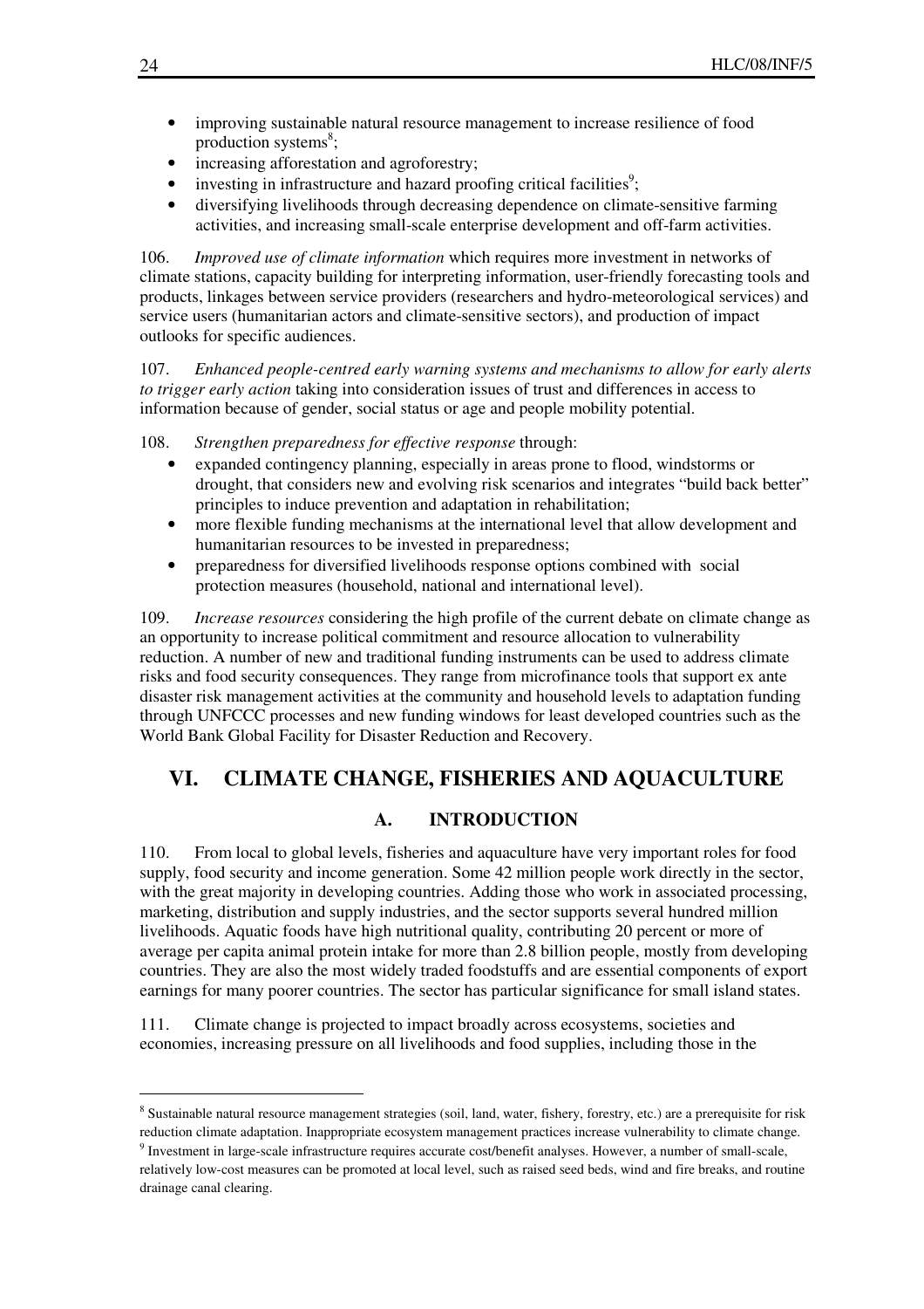- improving sustainable natural resource management to increase resilience of food production systems[8];
- increasing afforestation and agroforestry;
- investing in infrastructure and hazard proofing critical facilities[9];
- diversifying livelihoods through decreasing dependence on climate-sensitive farming activities, and increasing small-scale enterprise development and off-farm activities.

106. *Improved use of climate information* which requires more investment in networks of climate stations, capacity building for interpreting information, user-friendly forecasting tools and products, linkages between service providers (researchers and hydro-meteorological services) and service users (humanitarian actors and climate-sensitive sectors), and production of impact outlooks for specific audiences.

107. *Enhanced people-centred early warning systems and mechanisms to allow for early alerts to trigger early action* taking into consideration issues of trust and differences in access to information because of gender, social status or age and people mobility potential.

108. *Strengthen preparedness for effective response* through:

- expanded contingency planning, especially in areas prone to flood, windstorms or drought, that considers new and evolving risk scenarios and integrates "build back better" principles to induce prevention and adaptation in rehabilitation;
- more flexible funding mechanisms at the international level that allow development and humanitarian resources to be invested in preparedness;
- preparedness for diversified livelihoods response options combined with social protection measures (household, national and international level).

109. *Increase resources* considering the high profile of the current debate on climate change as an opportunity to increase political commitment and resource allocation to vulnerability reduction. A number of new and traditional funding instruments can be used to address climate risks and food security consequences. They range from microfinance tools that support ex ante disaster risk management activities at the community and household levels to adaptation funding through UNFCCC processes and new funding windows for least developed countries such as the World Bank Global Facility for Disaster Reduction and Recovery.

# VI. CLIMATE CHANGE, FISHERIES AND AQUACULTURE

## A. INTRODUCTION

110. From local to global levels, fisheries and aquaculture have very important roles for food supply, food security and income generation. Some 42 million people work directly in the sector, with the great majority in developing countries. Adding those who work in associated processing, marketing, distribution and supply industries, and the sector supports several hundred million livelihoods. Aquatic foods have high nutritional quality, contributing 20 percent or more of average per capita animal protein intake for more than 2.8 billion people, mostly from developing countries. They are also the most widely traded foodstuffs and are essential components of export earnings for many poorer countries. The sector has particular significance for small island states.

111. Climate change is projected to impact broadly across ecosystems, societies and economies, increasing pressure on all livelihoods and food supplies, including those in the

---

[8] Sustainable natural resource management strategies (soil, land, water, fishery, forestry, etc.) are a prerequisite for risk reduction climate adaptation. Inappropriate ecosystem management practices increase vulnerability to climate change.

[9] Investment in large-scale infrastructure requires accurate cost/benefit analyses. However, a number of small-scale, relatively low-cost measures can be promoted at local level, such as raised seed beds, wind and fire breaks, and routine drainage canal clearing.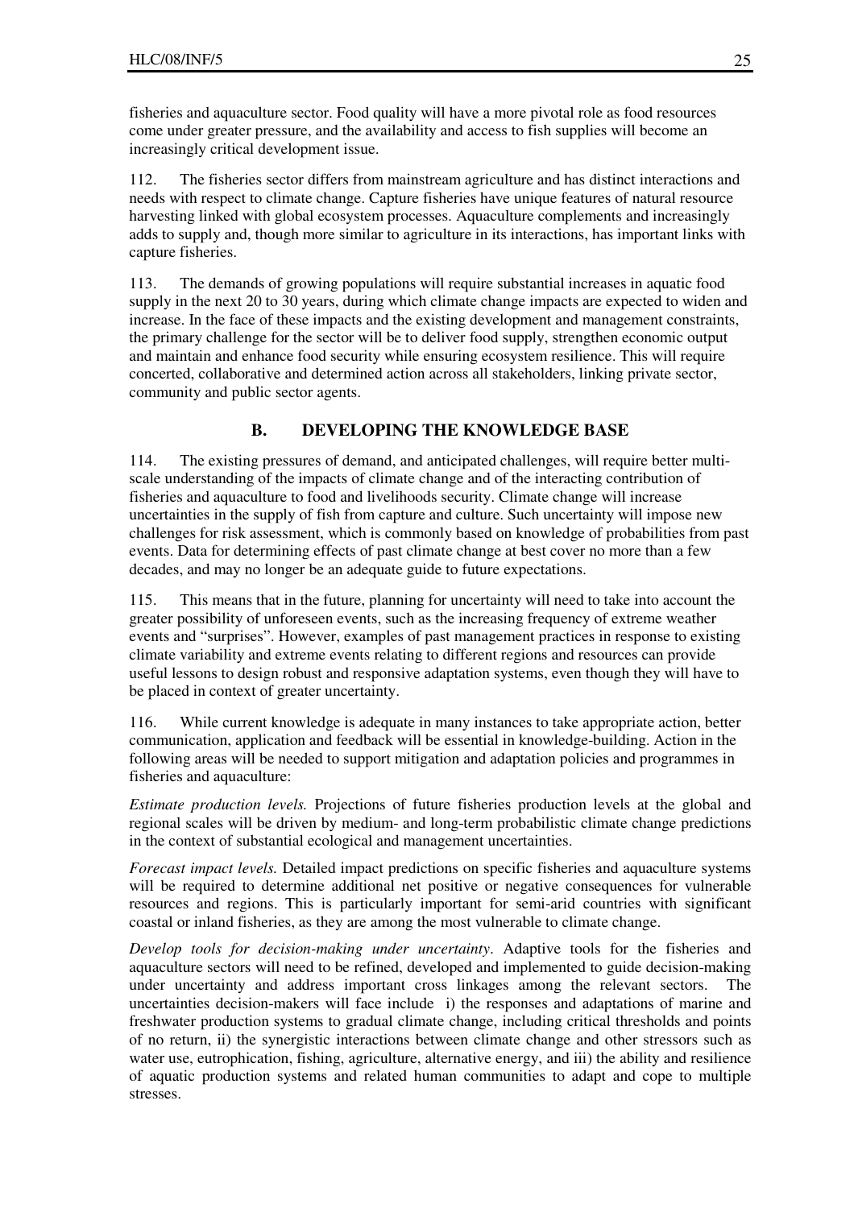fisheries and aquaculture sector. Food quality will have a more pivotal role as food resources come under greater pressure, and the availability and access to fish supplies will become an increasingly critical development issue.

112. The fisheries sector differs from mainstream agriculture and has distinct interactions and needs with respect to climate change. Capture fisheries have unique features of natural resource harvesting linked with global ecosystem processes. Aquaculture complements and increasingly adds to supply and, though more similar to agriculture in its interactions, has important links with capture fisheries.

113. The demands of growing populations will require substantial increases in aquatic food supply in the next 20 to 30 years, during which climate change impacts are expected to widen and increase. In the face of these impacts and the existing development and management constraints, the primary challenge for the sector will be to deliver food supply, strengthen economic output and maintain and enhance food security while ensuring ecosystem resilience. This will require concerted, collaborative and determined action across all stakeholders, linking private sector, community and public sector agents.

## B. DEVELOPING THE KNOWLEDGE BASE

114. The existing pressures of demand, and anticipated challenges, will require better multi-scale understanding of the impacts of climate change and of the interacting contribution of fisheries and aquaculture to food and livelihoods security. Climate change will increase uncertainties in the supply of fish from capture and culture. Such uncertainty will impose new challenges for risk assessment, which is commonly based on knowledge of probabilities from past events. Data for determining effects of past climate change at best cover no more than a few decades, and may no longer be an adequate guide to future expectations.

115. This means that in the future, planning for uncertainty will need to take into account the greater possibility of unforeseen events, such as the increasing frequency of extreme weather events and "surprises". However, examples of past management practices in response to existing climate variability and extreme events relating to different regions and resources can provide useful lessons to design robust and responsive adaptation systems, even though they will have to be placed in context of greater uncertainty.

116. While current knowledge is adequate in many instances to take appropriate action, better communication, application and feedback will be essential in knowledge-building. Action in the following areas will be needed to support mitigation and adaptation policies and programmes in fisheries and aquaculture:

*Estimate production levels.* Projections of future fisheries production levels at the global and regional scales will be driven by medium- and long-term probabilistic climate change predictions in the context of substantial ecological and management uncertainties.

*Forecast impact levels.* Detailed impact predictions on specific fisheries and aquaculture systems will be required to determine additional net positive or negative consequences for vulnerable resources and regions. This is particularly important for semi-arid countries with significant coastal or inland fisheries, as they are among the most vulnerable to climate change.

*Develop tools for decision-making under uncertainty*. Adaptive tools for the fisheries and aquaculture sectors will need to be refined, developed and implemented to guide decision-making under uncertainty and address important cross linkages among the relevant sectors. The uncertainties decision-makers will face include i) the responses and adaptations of marine and freshwater production systems to gradual climate change, including critical thresholds and points of no return, ii) the synergistic interactions between climate change and other stressors such as water use, eutrophication, fishing, agriculture, alternative energy, and iii) the ability and resilience of aquatic production systems and related human communities to adapt and cope to multiple stresses.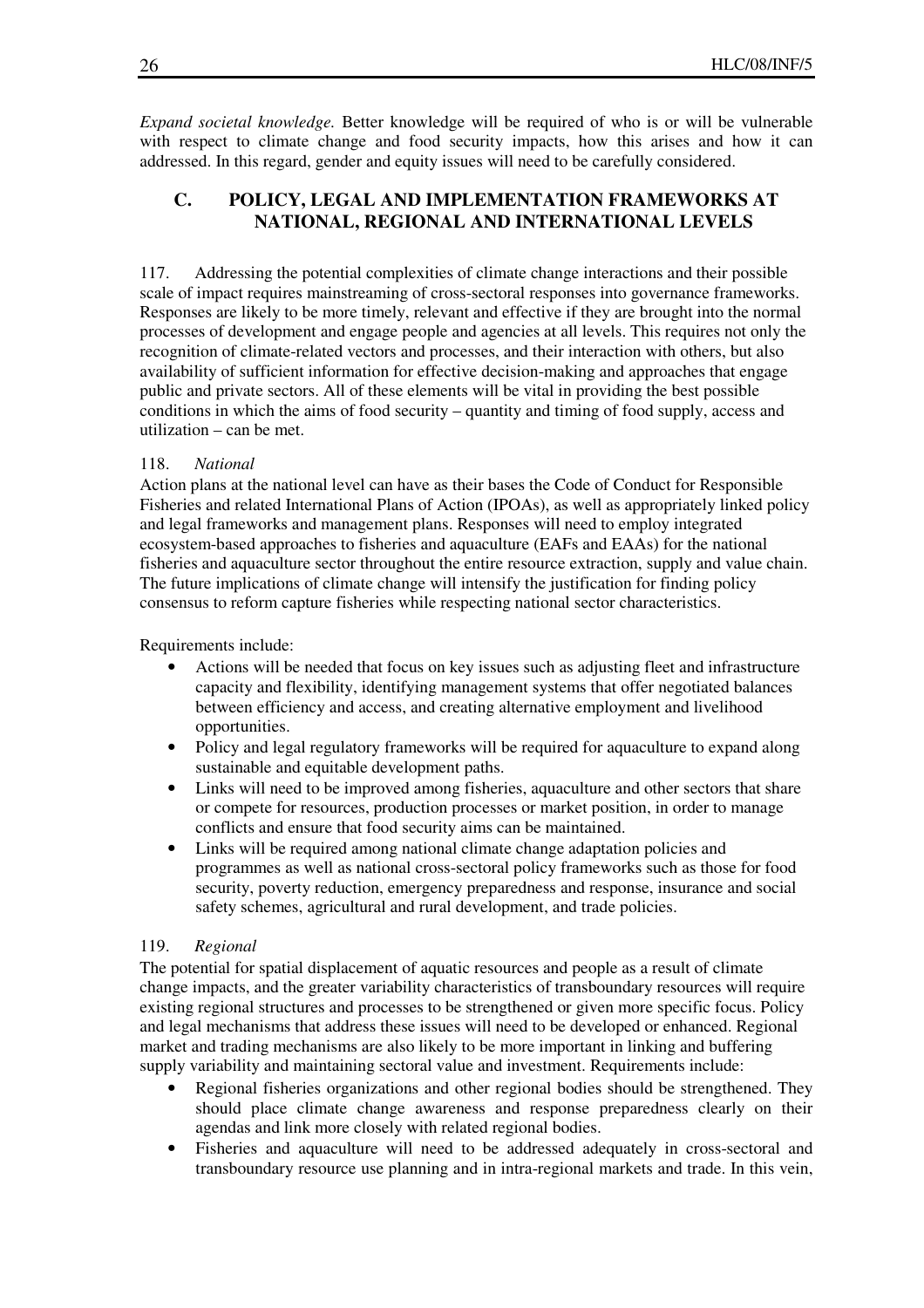*Expand societal knowledge.* Better knowledge will be required of who is or will be vulnerable with respect to climate change and food security impacts, how this arises and how it can addressed. In this regard, gender and equity issues will need to be carefully considered.

## C. POLICY, LEGAL AND IMPLEMENTATION FRAMEWORKS AT NATIONAL, REGIONAL AND INTERNATIONAL LEVELS

117. Addressing the potential complexities of climate change interactions and their possible scale of impact requires mainstreaming of cross-sectoral responses into governance frameworks. Responses are likely to be more timely, relevant and effective if they are brought into the normal processes of development and engage people and agencies at all levels. This requires not only the recognition of climate-related vectors and processes, and their interaction with others, but also availability of sufficient information for effective decision-making and approaches that engage public and private sectors. All of these elements will be vital in providing the best possible conditions in which the aims of food security – quantity and timing of food supply, access and utilization – can be met.

118. *National*

Action plans at the national level can have as their bases the Code of Conduct for Responsible Fisheries and related International Plans of Action (IPOAs), as well as appropriately linked policy and legal frameworks and management plans. Responses will need to employ integrated ecosystem-based approaches to fisheries and aquaculture (EAFs and EAAs) for the national fisheries and aquaculture sector throughout the entire resource extraction, supply and value chain. The future implications of climate change will intensify the justification for finding policy consensus to reform capture fisheries while respecting national sector characteristics.

Requirements include:

- Actions will be needed that focus on key issues such as adjusting fleet and infrastructure capacity and flexibility, identifying management systems that offer negotiated balances between efficiency and access, and creating alternative employment and livelihood opportunities.
- Policy and legal regulatory frameworks will be required for aquaculture to expand along sustainable and equitable development paths.
- Links will need to be improved among fisheries, aquaculture and other sectors that share or compete for resources, production processes or market position, in order to manage conflicts and ensure that food security aims can be maintained.
- Links will be required among national climate change adaptation policies and programmes as well as national cross-sectoral policy frameworks such as those for food security, poverty reduction, emergency preparedness and response, insurance and social safety schemes, agricultural and rural development, and trade policies.

119. *Regional*

The potential for spatial displacement of aquatic resources and people as a result of climate change impacts, and the greater variability characteristics of transboundary resources will require existing regional structures and processes to be strengthened or given more specific focus. Policy and legal mechanisms that address these issues will need to be developed or enhanced. Regional market and trading mechanisms are also likely to be more important in linking and buffering supply variability and maintaining sectoral value and investment. Requirements include:

- Regional fisheries organizations and other regional bodies should be strengthened. They should place climate change awareness and response preparedness clearly on their agendas and link more closely with related regional bodies.
- Fisheries and aquaculture will need to be addressed adequately in cross-sectoral and transboundary resource use planning and in intra-regional markets and trade. In this vein,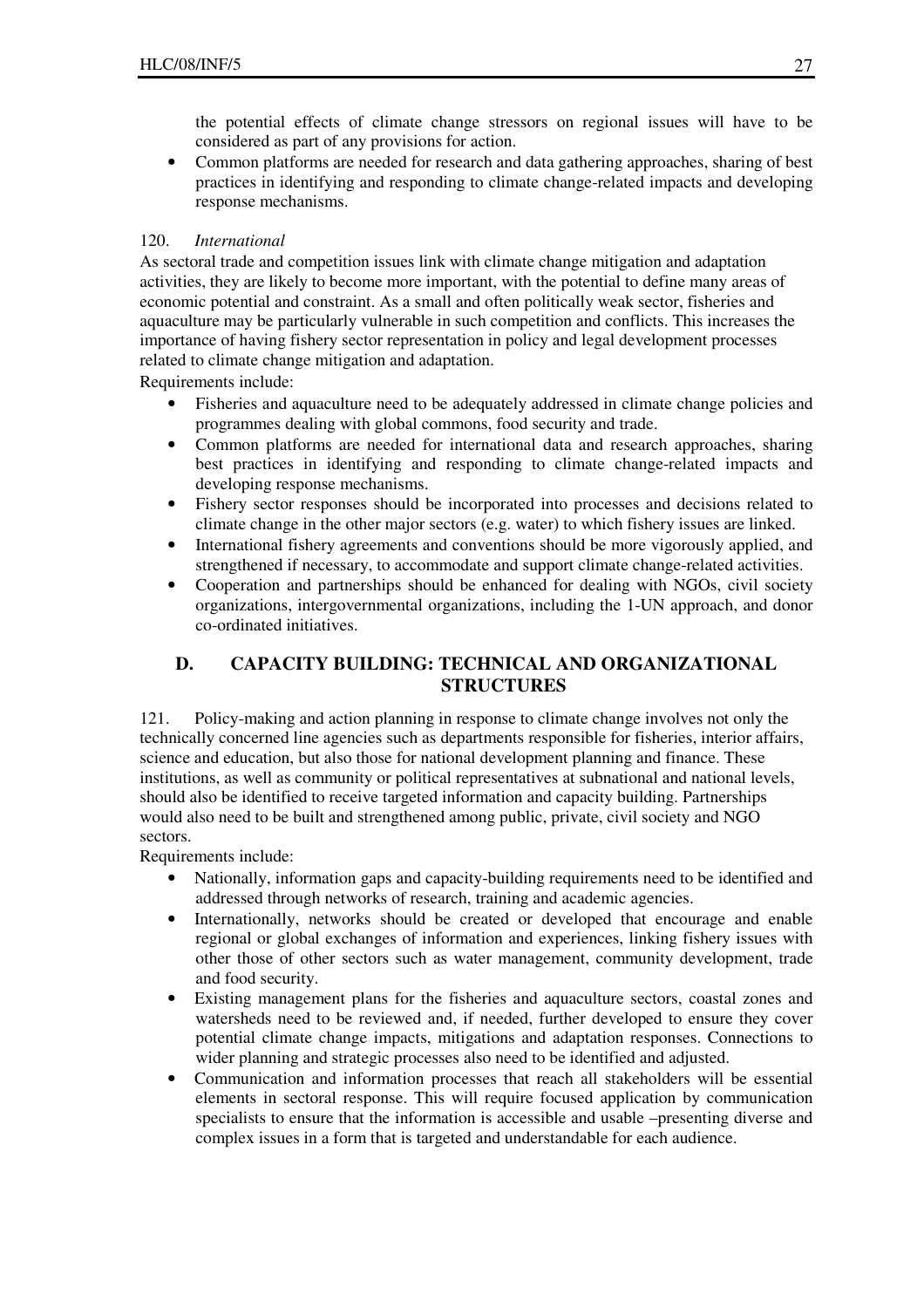the potential effects of climate change stressors on regional issues will have to be considered as part of any provisions for action.

- Common platforms are needed for research and data gathering approaches, sharing of best practices in identifying and responding to climate change-related impacts and developing response mechanisms.

120. *International*

As sectoral trade and competition issues link with climate change mitigation and adaptation activities, they are likely to become more important, with the potential to define many areas of economic potential and constraint. As a small and often politically weak sector, fisheries and aquaculture may be particularly vulnerable in such competition and conflicts. This increases the importance of having fishery sector representation in policy and legal development processes related to climate change mitigation and adaptation.

Requirements include:

- Fisheries and aquaculture need to be adequately addressed in climate change policies and programmes dealing with global commons, food security and trade.
- Common platforms are needed for international data and research approaches, sharing best practices in identifying and responding to climate change-related impacts and developing response mechanisms.
- Fishery sector responses should be incorporated into processes and decisions related to climate change in the other major sectors (e.g. water) to which fishery issues are linked.
- International fishery agreements and conventions should be more vigorously applied, and strengthened if necessary, to accommodate and support climate change-related activities.
- Cooperation and partnerships should be enhanced for dealing with NGOs, civil society organizations, intergovernmental organizations, including the 1-UN approach, and donor co-ordinated initiatives.

## D. CAPACITY BUILDING: TECHNICAL AND ORGANIZATIONAL STRUCTURES

121. Policy-making and action planning in response to climate change involves not only the technically concerned line agencies such as departments responsible for fisheries, interior affairs, science and education, but also those for national development planning and finance. These institutions, as well as community or political representatives at subnational and national levels, should also be identified to receive targeted information and capacity building. Partnerships would also need to be built and strengthened among public, private, civil society and NGO sectors.

Requirements include:

- Nationally, information gaps and capacity-building requirements need to be identified and addressed through networks of research, training and academic agencies.
- Internationally, networks should be created or developed that encourage and enable regional or global exchanges of information and experiences, linking fishery issues with other those of other sectors such as water management, community development, trade and food security.
- Existing management plans for the fisheries and aquaculture sectors, coastal zones and watersheds need to be reviewed and, if needed, further developed to ensure they cover potential climate change impacts, mitigations and adaptation responses. Connections to wider planning and strategic processes also need to be identified and adjusted.
- Communication and information processes that reach all stakeholders will be essential elements in sectoral response. This will require focused application by communication specialists to ensure that the information is accessible and usable –presenting diverse and complex issues in a form that is targeted and understandable for each audience.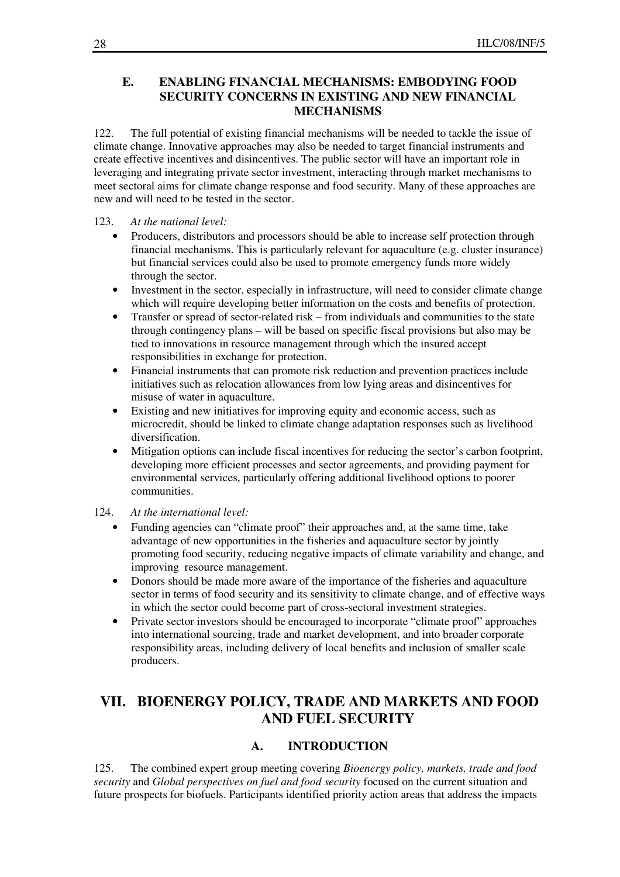### E. ENABLING FINANCIAL MECHANISMS: EMBODYING FOOD SECURITY CONCERNS IN EXISTING AND NEW FINANCIAL MECHANISMS

122. The full potential of existing financial mechanisms will be needed to tackle the issue of climate change. Innovative approaches may also be needed to target financial instruments and create effective incentives and disincentives. The public sector will have an important role in leveraging and integrating private sector investment, interacting through market mechanisms to meet sectoral aims for climate change response and food security. Many of these approaches are new and will need to be tested in the sector.

123. *At the national level:*

- Producers, distributors and processors should be able to increase self protection through financial mechanisms. This is particularly relevant for aquaculture (e.g. cluster insurance) but financial services could also be used to promote emergency funds more widely through the sector.
- Investment in the sector, especially in infrastructure, will need to consider climate change which will require developing better information on the costs and benefits of protection.
- Transfer or spread of sector-related risk – from individuals and communities to the state through contingency plans – will be based on specific fiscal provisions but also may be tied to innovations in resource management through which the insured accept responsibilities in exchange for protection.
- Financial instruments that can promote risk reduction and prevention practices include initiatives such as relocation allowances from low lying areas and disincentives for misuse of water in aquaculture.
- Existing and new initiatives for improving equity and economic access, such as microcredit, should be linked to climate change adaptation responses such as livelihood diversification.
- Mitigation options can include fiscal incentives for reducing the sector's carbon footprint, developing more efficient processes and sector agreements, and providing payment for environmental services, particularly offering additional livelihood options to poorer communities.

124. *At the international level:*

- Funding agencies can "climate proof" their approaches and, at the same time, take advantage of new opportunities in the fisheries and aquaculture sector by jointly promoting food security, reducing negative impacts of climate variability and change, and improving resource management.
- Donors should be made more aware of the importance of the fisheries and aquaculture sector in terms of food security and its sensitivity to climate change, and of effective ways in which the sector could become part of cross-sectoral investment strategies.
- Private sector investors should be encouraged to incorporate "climate proof" approaches into international sourcing, trade and market development, and into broader corporate responsibility areas, including delivery of local benefits and inclusion of smaller scale producers.

## VII. BIOENERGY POLICY, TRADE AND MARKETS AND FOOD AND FUEL SECURITY

### A. INTRODUCTION

125. The combined expert group meeting covering *Bioenergy policy, markets, trade and food security* and *Global perspectives on fuel and food security* focused on the current situation and future prospects for biofuels. Participants identified priority action areas that address the impacts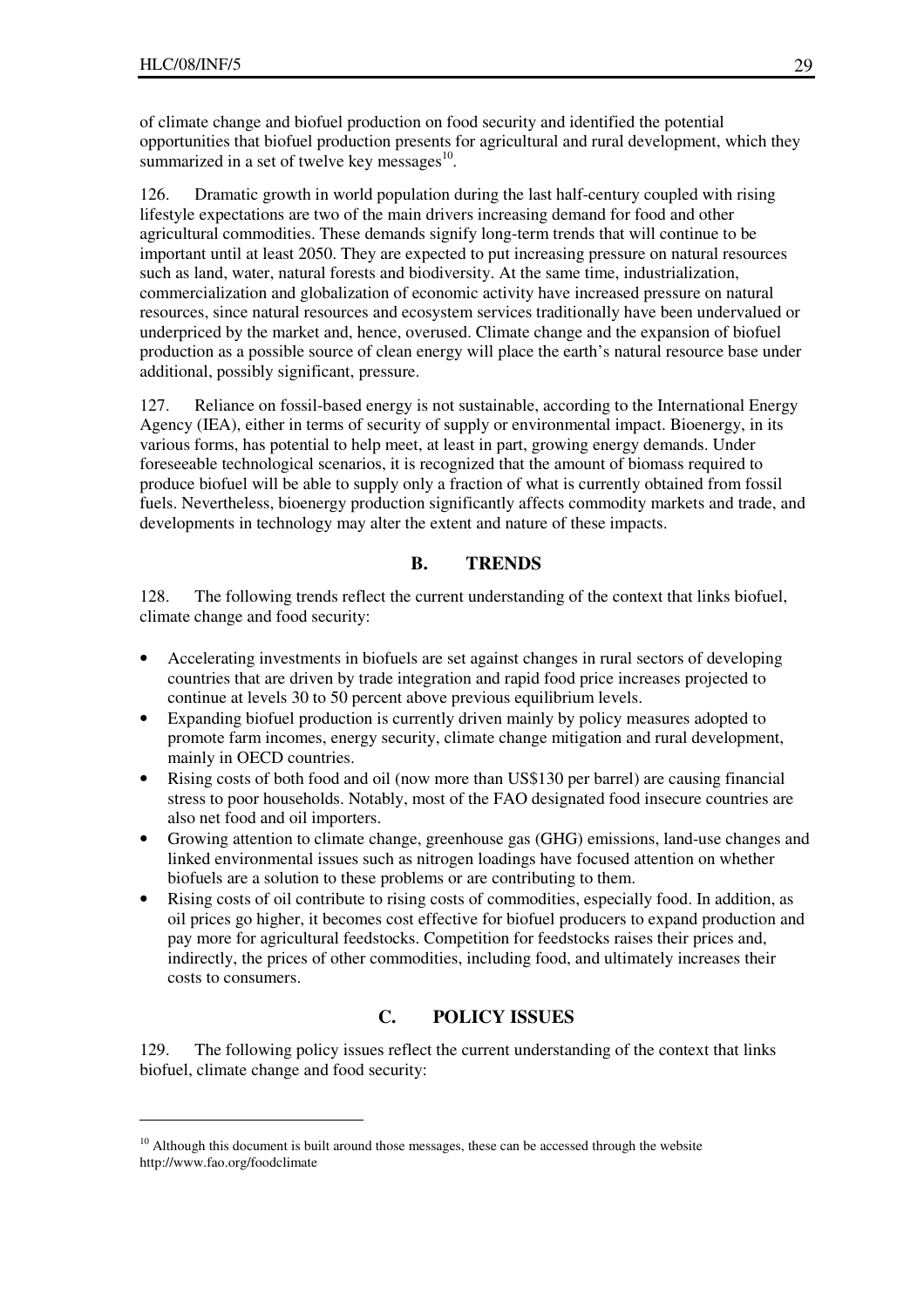of climate change and biofuel production on food security and identified the potential opportunities that biofuel production presents for agricultural and rural development, which they summarized in a set of twelve key messages[10].

126. Dramatic growth in world population during the last half-century coupled with rising lifestyle expectations are two of the main drivers increasing demand for food and other agricultural commodities. These demands signify long-term trends that will continue to be important until at least 2050. They are expected to put increasing pressure on natural resources such as land, water, natural forests and biodiversity. At the same time, industrialization, commercialization and globalization of economic activity have increased pressure on natural resources, since natural resources and ecosystem services traditionally have been undervalued or underpriced by the market and, hence, overused. Climate change and the expansion of biofuel production as a possible source of clean energy will place the earth's natural resource base under additional, possibly significant, pressure.

127. Reliance on fossil-based energy is not sustainable, according to the International Energy Agency (IEA), either in terms of security of supply or environmental impact. Bioenergy, in its various forms, has potential to help meet, at least in part, growing energy demands. Under foreseeable technological scenarios, it is recognized that the amount of biomass required to produce biofuel will be able to supply only a fraction of what is currently obtained from fossil fuels. Nevertheless, bioenergy production significantly affects commodity markets and trade, and developments in technology may alter the extent and nature of these impacts.

## B. TRENDS

128. The following trends reflect the current understanding of the context that links biofuel, climate change and food security:

- Accelerating investments in biofuels are set against changes in rural sectors of developing countries that are driven by trade integration and rapid food price increases projected to continue at levels 30 to 50 percent above previous equilibrium levels.
- Expanding biofuel production is currently driven mainly by policy measures adopted to promote farm incomes, energy security, climate change mitigation and rural development, mainly in OECD countries.
- Rising costs of both food and oil (now more than US$130 per barrel) are causing financial stress to poor households. Notably, most of the FAO designated food insecure countries are also net food and oil importers.
- Growing attention to climate change, greenhouse gas (GHG) emissions, land-use changes and linked environmental issues such as nitrogen loadings have focused attention on whether biofuels are a solution to these problems or are contributing to them.
- Rising costs of oil contribute to rising costs of commodities, especially food. In addition, as oil prices go higher, it becomes cost effective for biofuel producers to expand production and pay more for agricultural feedstocks. Competition for feedstocks raises their prices and, indirectly, the prices of other commodities, including food, and ultimately increases their costs to consumers.

## C. POLICY ISSUES

129. The following policy issues reflect the current understanding of the context that links biofuel, climate change and food security:

---

[10] Although this document is built around those messages, these can be accessed through the website http://www.fao.org/foodclimate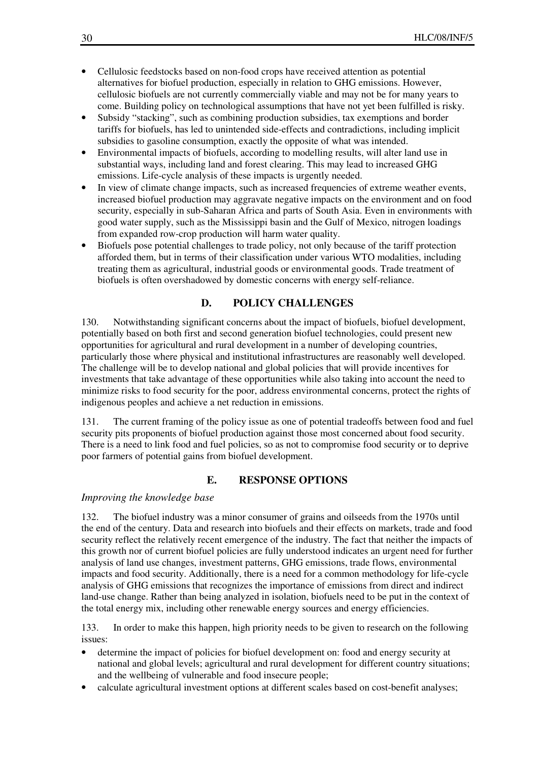- Cellulosic feedstocks based on non-food crops have received attention as potential alternatives for biofuel production, especially in relation to GHG emissions. However, cellulosic biofuels are not currently commercially viable and may not be for many years to come. Building policy on technological assumptions that have not yet been fulfilled is risky.
- Subsidy "stacking", such as combining production subsidies, tax exemptions and border tariffs for biofuels, has led to unintended side-effects and contradictions, including implicit subsidies to gasoline consumption, exactly the opposite of what was intended.
- Environmental impacts of biofuels, according to modelling results, will alter land use in substantial ways, including land and forest clearing. This may lead to increased GHG emissions. Life-cycle analysis of these impacts is urgently needed.
- In view of climate change impacts, such as increased frequencies of extreme weather events, increased biofuel production may aggravate negative impacts on the environment and on food security, especially in sub-Saharan Africa and parts of South Asia. Even in environments with good water supply, such as the Mississippi basin and the Gulf of Mexico, nitrogen loadings from expanded row-crop production will harm water quality.
- Biofuels pose potential challenges to trade policy, not only because of the tariff protection afforded them, but in terms of their classification under various WTO modalities, including treating them as agricultural, industrial goods or environmental goods. Trade treatment of biofuels is often overshadowed by domestic concerns with energy self-reliance.

## D. POLICY CHALLENGES

130. Notwithstanding significant concerns about the impact of biofuels, biofuel development, potentially based on both first and second generation biofuel technologies, could present new opportunities for agricultural and rural development in a number of developing countries, particularly those where physical and institutional infrastructures are reasonably well developed. The challenge will be to develop national and global policies that will provide incentives for investments that take advantage of these opportunities while also taking into account the need to minimize risks to food security for the poor, address environmental concerns, protect the rights of indigenous peoples and achieve a net reduction in emissions.

131. The current framing of the policy issue as one of potential tradeoffs between food and fuel security pits proponents of biofuel production against those most concerned about food security. There is a need to link food and fuel policies, so as not to compromise food security or to deprive poor farmers of potential gains from biofuel development.

## E. RESPONSE OPTIONS

*Improving the knowledge base*

132. The biofuel industry was a minor consumer of grains and oilseeds from the 1970s until the end of the century. Data and research into biofuels and their effects on markets, trade and food security reflect the relatively recent emergence of the industry. The fact that neither the impacts of this growth nor of current biofuel policies are fully understood indicates an urgent need for further analysis of land use changes, investment patterns, GHG emissions, trade flows, environmental impacts and food security. Additionally, there is a need for a common methodology for life-cycle analysis of GHG emissions that recognizes the importance of emissions from direct and indirect land-use change. Rather than being analyzed in isolation, biofuels need to be put in the context of the total energy mix, including other renewable energy sources and energy efficiencies.

133. In order to make this happen, high priority needs to be given to research on the following issues:

- determine the impact of policies for biofuel development on: food and energy security at national and global levels; agricultural and rural development for different country situations; and the wellbeing of vulnerable and food insecure people;
- calculate agricultural investment options at different scales based on cost-benefit analyses;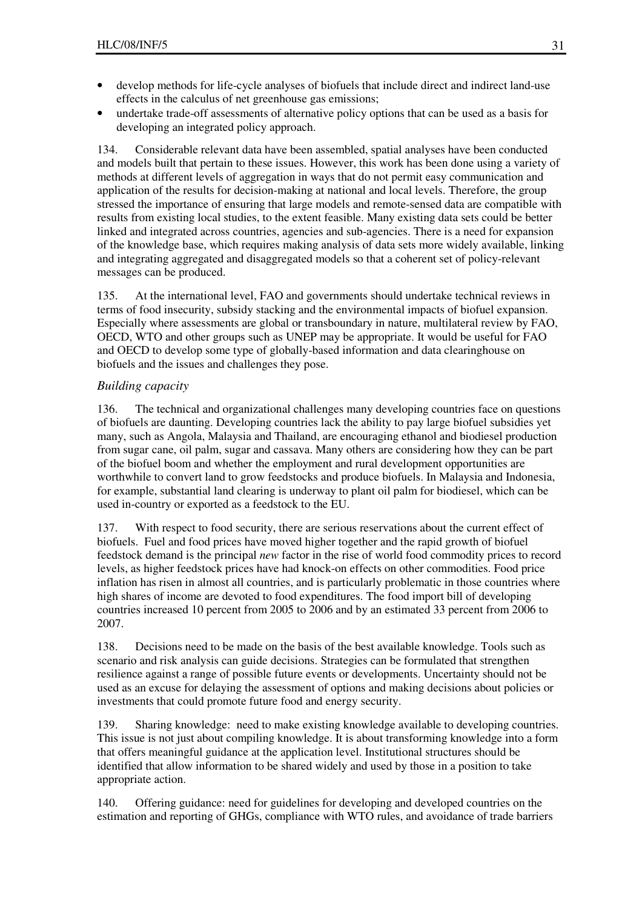- develop methods for life-cycle analyses of biofuels that include direct and indirect land-use effects in the calculus of net greenhouse gas emissions;
- undertake trade-off assessments of alternative policy options that can be used as a basis for developing an integrated policy approach.

134. Considerable relevant data have been assembled, spatial analyses have been conducted and models built that pertain to these issues. However, this work has been done using a variety of methods at different levels of aggregation in ways that do not permit easy communication and application of the results for decision-making at national and local levels. Therefore, the group stressed the importance of ensuring that large models and remote-sensed data are compatible with results from existing local studies, to the extent feasible. Many existing data sets could be better linked and integrated across countries, agencies and sub-agencies. There is a need for expansion of the knowledge base, which requires making analysis of data sets more widely available, linking and integrating aggregated and disaggregated models so that a coherent set of policy-relevant messages can be produced.

135. At the international level, FAO and governments should undertake technical reviews in terms of food insecurity, subsidy stacking and the environmental impacts of biofuel expansion. Especially where assessments are global or transboundary in nature, multilateral review by FAO, OECD, WTO and other groups such as UNEP may be appropriate. It would be useful for FAO and OECD to develop some type of globally-based information and data clearinghouse on biofuels and the issues and challenges they pose.

*Building capacity*

136. The technical and organizational challenges many developing countries face on questions of biofuels are daunting. Developing countries lack the ability to pay large biofuel subsidies yet many, such as Angola, Malaysia and Thailand, are encouraging ethanol and biodiesel production from sugar cane, oil palm, sugar and cassava. Many others are considering how they can be part of the biofuel boom and whether the employment and rural development opportunities are worthwhile to convert land to grow feedstocks and produce biofuels. In Malaysia and Indonesia, for example, substantial land clearing is underway to plant oil palm for biodiesel, which can be used in-country or exported as a feedstock to the EU.

137. With respect to food security, there are serious reservations about the current effect of biofuels. Fuel and food prices have moved higher together and the rapid growth of biofuel feedstock demand is the principal *new* factor in the rise of world food commodity prices to record levels, as higher feedstock prices have had knock-on effects on other commodities. Food price inflation has risen in almost all countries, and is particularly problematic in those countries where high shares of income are devoted to food expenditures. The food import bill of developing countries increased 10 percent from 2005 to 2006 and by an estimated 33 percent from 2006 to 2007.

138. Decisions need to be made on the basis of the best available knowledge. Tools such as scenario and risk analysis can guide decisions. Strategies can be formulated that strengthen resilience against a range of possible future events or developments. Uncertainty should not be used as an excuse for delaying the assessment of options and making decisions about policies or investments that could promote future food and energy security.

139. Sharing knowledge: need to make existing knowledge available to developing countries. This issue is not just about compiling knowledge. It is about transforming knowledge into a form that offers meaningful guidance at the application level. Institutional structures should be identified that allow information to be shared widely and used by those in a position to take appropriate action.

140. Offering guidance: need for guidelines for developing and developed countries on the estimation and reporting of GHGs, compliance with WTO rules, and avoidance of trade barriers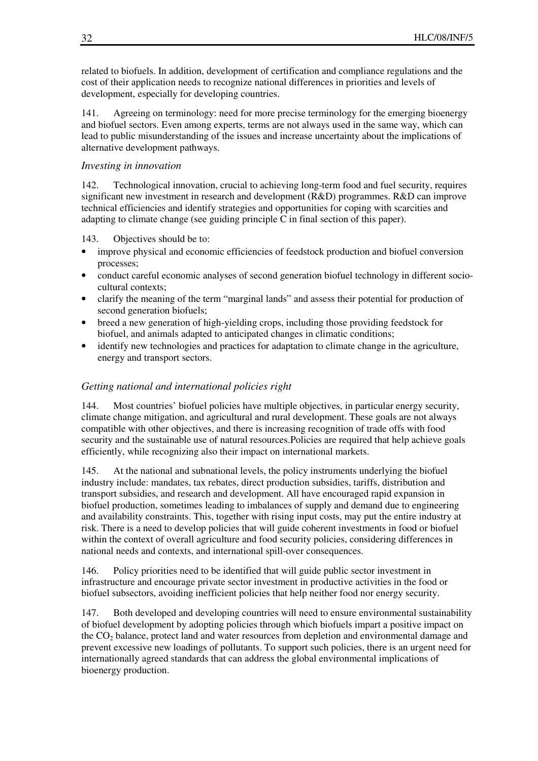related to biofuels. In addition, development of certification and compliance regulations and the cost of their application needs to recognize national differences in priorities and levels of development, especially for developing countries.

141. Agreeing on terminology: need for more precise terminology for the emerging bioenergy and biofuel sectors. Even among experts, terms are not always used in the same way, which can lead to public misunderstanding of the issues and increase uncertainty about the implications of alternative development pathways.

*Investing in innovation*

142. Technological innovation, crucial to achieving long-term food and fuel security, requires significant new investment in research and development (R&D) programmes. R&D can improve technical efficiencies and identify strategies and opportunities for coping with scarcities and adapting to climate change (see guiding principle C in final section of this paper).

143. Objectives should be to:

- improve physical and economic efficiencies of feedstock production and biofuel conversion processes;
- conduct careful economic analyses of second generation biofuel technology in different socio-cultural contexts;
- clarify the meaning of the term "marginal lands" and assess their potential for production of second generation biofuels;
- breed a new generation of high-yielding crops, including those providing feedstock for biofuel, and animals adapted to anticipated changes in climatic conditions;
- identify new technologies and practices for adaptation to climate change in the agriculture, energy and transport sectors.

*Getting national and international policies right*

144. Most countries' biofuel policies have multiple objectives, in particular energy security, climate change mitigation, and agricultural and rural development. These goals are not always compatible with other objectives, and there is increasing recognition of trade offs with food security and the sustainable use of natural resources.Policies are required that help achieve goals efficiently, while recognizing also their impact on international markets.

145. At the national and subnational levels, the policy instruments underlying the biofuel industry include: mandates, tax rebates, direct production subsidies, tariffs, distribution and transport subsidies, and research and development. All have encouraged rapid expansion in biofuel production, sometimes leading to imbalances of supply and demand due to engineering and availability constraints. This, together with rising input costs, may put the entire industry at risk. There is a need to develop policies that will guide coherent investments in food or biofuel within the context of overall agriculture and food security policies, considering differences in national needs and contexts, and international spill-over consequences.

146. Policy priorities need to be identified that will guide public sector investment in infrastructure and encourage private sector investment in productive activities in the food or biofuel subsectors, avoiding inefficient policies that help neither food nor energy security.

147. Both developed and developing countries will need to ensure environmental sustainability of biofuel development by adopting policies through which biofuels impart a positive impact on the $CO_2$ balance, protect land and water resources from depletion and environmental damage and prevent excessive new loadings of pollutants. To support such policies, there is an urgent need for internationally agreed standards that can address the global environmental implications of bioenergy production.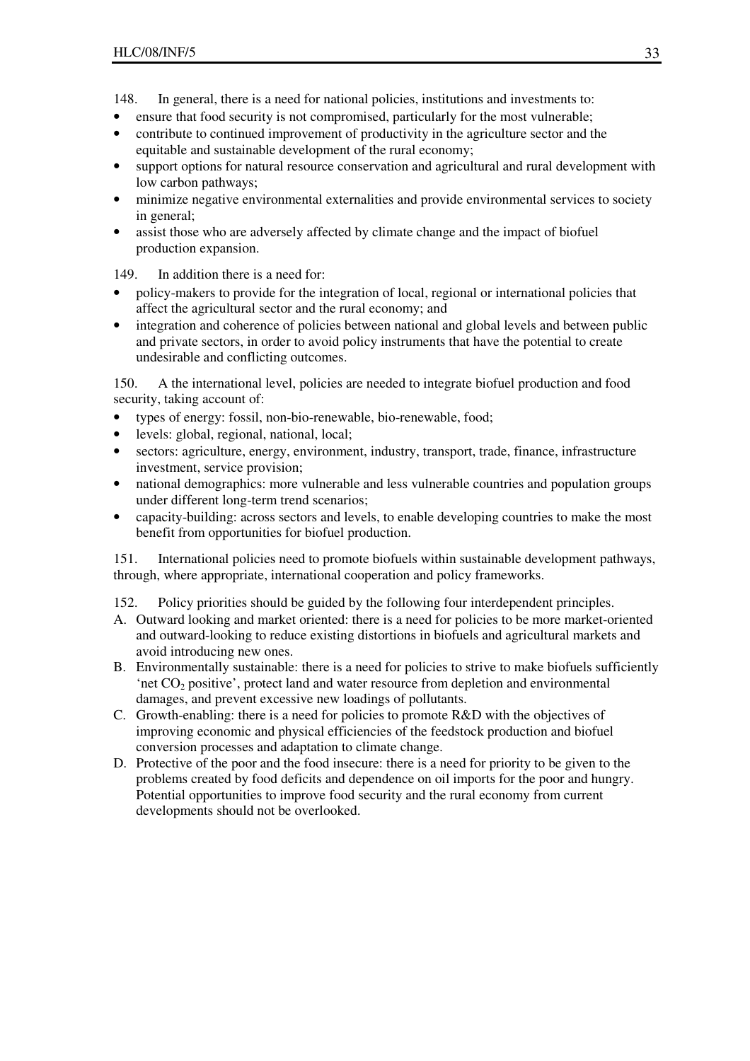148. In general, there is a need for national policies, institutions and investments to:

- ensure that food security is not compromised, particularly for the most vulnerable;
- contribute to continued improvement of productivity in the agriculture sector and the equitable and sustainable development of the rural economy;
- support options for natural resource conservation and agricultural and rural development with low carbon pathways;
- minimize negative environmental externalities and provide environmental services to society in general;
- assist those who are adversely affected by climate change and the impact of biofuel production expansion.

149. In addition there is a need for:

- policy-makers to provide for the integration of local, regional or international policies that affect the agricultural sector and the rural economy; and
- integration and coherence of policies between national and global levels and between public and private sectors, in order to avoid policy instruments that have the potential to create undesirable and conflicting outcomes.

150. A the international level, policies are needed to integrate biofuel production and food security, taking account of:

- types of energy: fossil, non-bio-renewable, bio-renewable, food;
- levels: global, regional, national, local;
- sectors: agriculture, energy, environment, industry, transport, trade, finance, infrastructure investment, service provision;
- national demographics: more vulnerable and less vulnerable countries and population groups under different long-term trend scenarios;
- capacity-building: across sectors and levels, to enable developing countries to make the most benefit from opportunities for biofuel production.

151. International policies need to promote biofuels within sustainable development pathways, through, where appropriate, international cooperation and policy frameworks.

152. Policy priorities should be guided by the following four interdependent principles.

A. Outward looking and market oriented: there is a need for policies to be more market-oriented and outward-looking to reduce existing distortions in biofuels and agricultural markets and avoid introducing new ones.

B. Environmentally sustainable: there is a need for policies to strive to make biofuels sufficiently 'net $CO_2$ positive', protect land and water resource from depletion and environmental damages, and prevent excessive new loadings of pollutants.

C. Growth-enabling: there is a need for policies to promote R&D with the objectives of improving economic and physical efficiencies of the feedstock production and biofuel conversion processes and adaptation to climate change.

D. Protective of the poor and the food insecure: there is a need for priority to be given to the problems created by food deficits and dependence on oil imports for the poor and hungry. Potential opportunities to improve food security and the rural economy from current developments should not be overlooked.